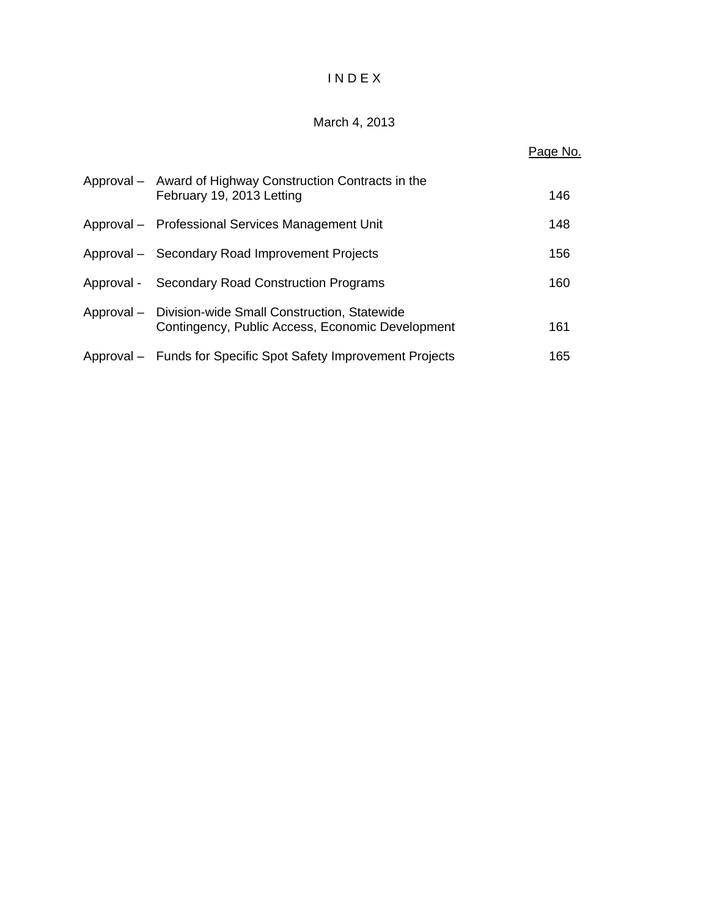# I N D E X

March 4, 2013

| | | Page No. |
|---|---|---|
| Approval – | Award of Highway Construction Contracts in the February 19, 2013 Letting | 146 |
| Approval – | Professional Services Management Unit | 148 |
| Approval – | Secondary Road Improvement Projects | 156 |
| Approval - | Secondary Road Construction Programs | 160 |
| Approval – | Division-wide Small Construction, Statewide Contingency, Public Access, Economic Development | 161 |
| Approval – | Funds for Specific Spot Safety Improvement Projects | 165 |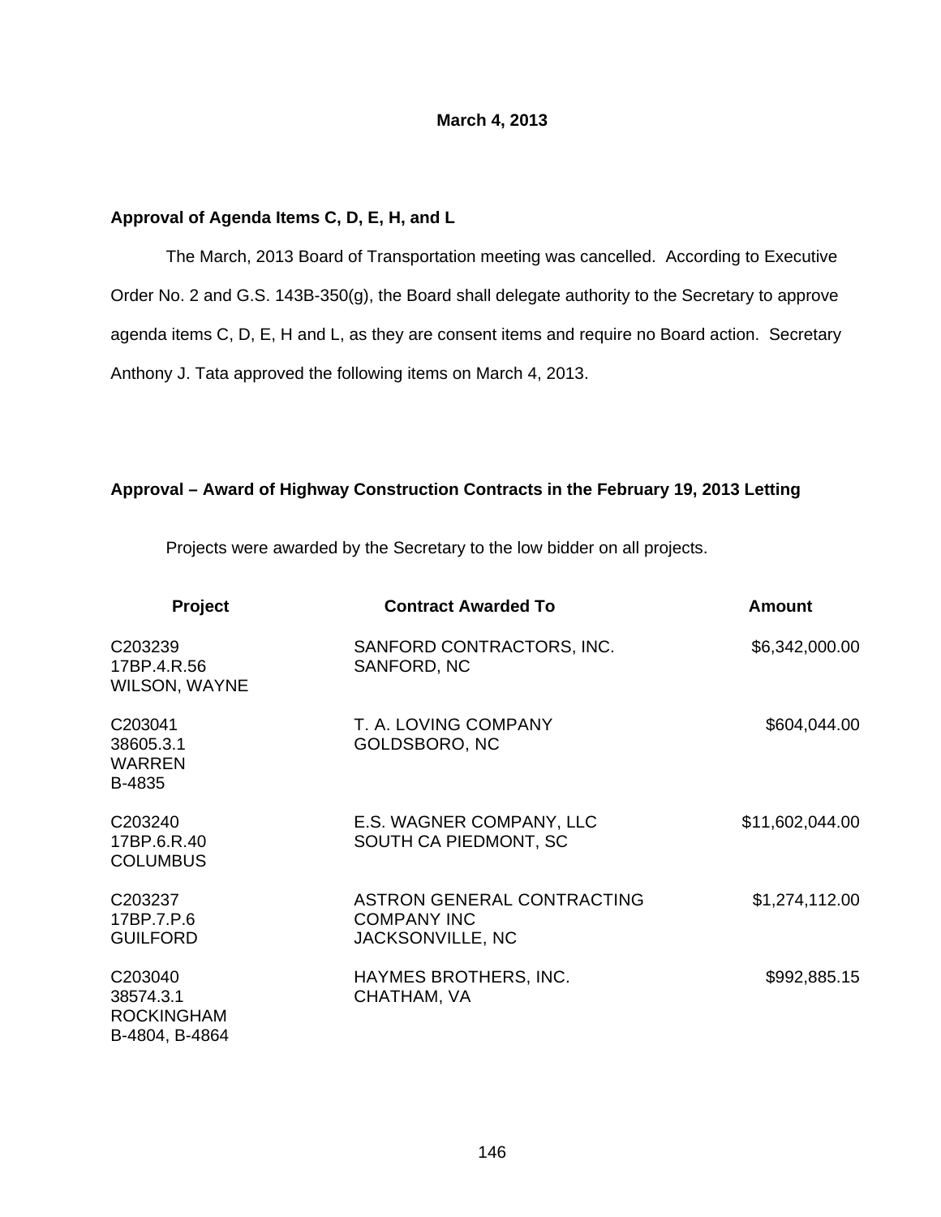**March 4, 2013**

**Approval of Agenda Items C, D, E, H, and L**

The March, 2013 Board of Transportation meeting was cancelled. According to Executive Order No. 2 and G.S. 143B-350(g), the Board shall delegate authority to the Secretary to approve agenda items C, D, E, H and L, as they are consent items and require no Board action. Secretary Anthony J. Tata approved the following items on March 4, 2013.

**Approval – Award of Highway Construction Contracts in the February 19, 2013 Letting**

Projects were awarded by the Secretary to the low bidder on all projects.

| Project | Contract Awarded To | Amount |
| --- | --- | --- |
| C203239<br>17BP.4.R.56<br>WILSON, WAYNE | SANFORD CONTRACTORS, INC.<br>SANFORD, NC | $6,342,000.00 |
| C203041<br>38605.3.1<br>WARREN<br>B-4835 | T. A. LOVING COMPANY<br>GOLDSBORO, NC | $604,044.00 |
| C203240<br>17BP.6.R.40<br>COLUMBUS | E.S. WAGNER COMPANY, LLC<br>SOUTH CA PIEDMONT, SC | $11,602,044.00 |
| C203237<br>17BP.7.P.6<br>GUILFORD | ASTRON GENERAL CONTRACTING<br>COMPANY INC<br>JACKSONVILLE, NC | $1,274,112.00 |
| C203040<br>38574.3.1<br>ROCKINGHAM<br>B-4804, B-4864 | HAYMES BROTHERS, INC.<br>CHATHAM, VA | $992,885.15 |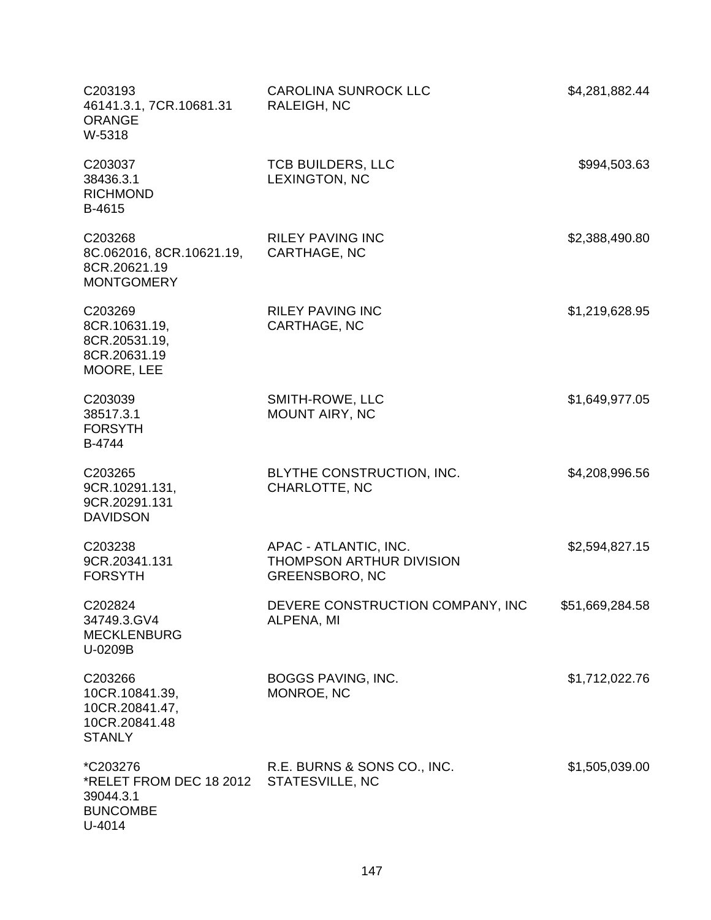| | | |
|---|---|---|
| C203193<br>46141.3.1, 7CR.10681.31<br>ORANGE<br>W-5318 | CAROLINA SUNROCK LLC<br>RALEIGH, NC | $4,281,882.44 |
| C203037<br>38436.3.1<br>RICHMOND<br>B-4615 | TCB BUILDERS, LLC<br>LEXINGTON, NC | $994,503.63 |
| C203268<br>8C.062016, 8CR.10621.19,<br>8CR.20621.19<br>MONTGOMERY | RILEY PAVING INC<br>CARTHAGE, NC | $2,388,490.80 |
| C203269<br>8CR.10631.19,<br>8CR.20531.19,<br>8CR.20631.19<br>MOORE, LEE | RILEY PAVING INC<br>CARTHAGE, NC | $1,219,628.95 |
| C203039<br>38517.3.1<br>FORSYTH<br>B-4744 | SMITH-ROWE, LLC<br>MOUNT AIRY, NC | $1,649,977.05 |
| C203265<br>9CR.10291.131,<br>9CR.20291.131<br>DAVIDSON | BLYTHE CONSTRUCTION, INC.<br>CHARLOTTE, NC | $4,208,996.56 |
| C203238<br>9CR.20341.131<br>FORSYTH | APAC - ATLANTIC, INC.<br>THOMPSON ARTHUR DIVISION<br>GREENSBORO, NC | $2,594,827.15 |
| C202824<br>34749.3.GV4<br>MECKLENBURG<br>U-0209B | DEVERE CONSTRUCTION COMPANY, INC<br>ALPENA, MI | $51,669,284.58 |
| C203266<br>10CR.10841.39,<br>10CR.20841.47,<br>10CR.20841.48<br>STANLY | BOGGS PAVING, INC.<br>MONROE, NC | $1,712,022.76 |
| *C203276<br>*RELET FROM DEC 18 2012<br>39044.3.1<br>BUNCOMBE<br>U-4014 | R.E. BURNS & SONS CO., INC.<br>STATESVILLE, NC | $1,505,039.00 |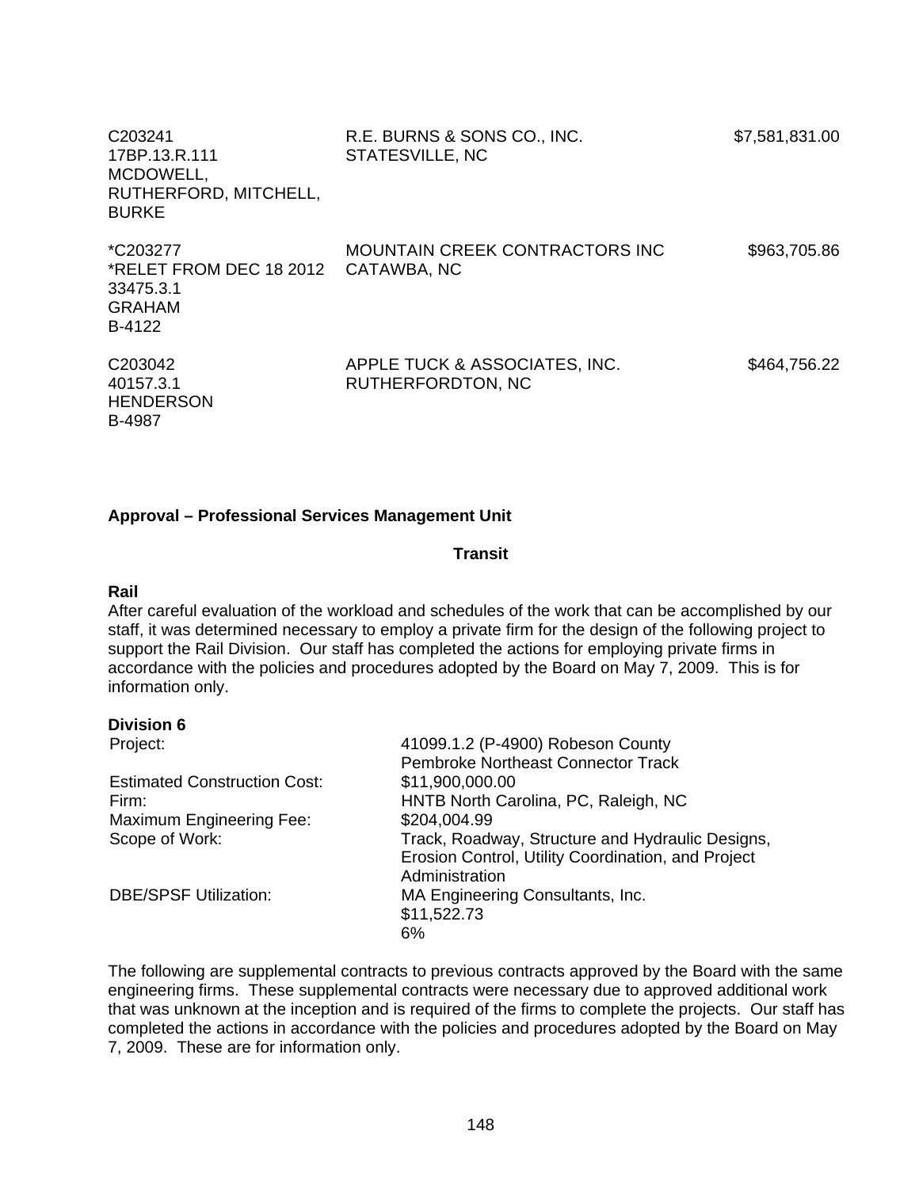| | | |
|---|---|---|
| C203241<br>17BP.13.R.111<br>MCDOWELL, RUTHERFORD, MITCHELL, BURKE | R.E. BURNS & SONS CO., INC.<br>STATESVILLE, NC | $7,581,831.00 |
| *C203277<br>*RELET FROM DEC 18 2012<br>33475.3.1<br>GRAHAM<br>B-4122 | MOUNTAIN CREEK CONTRACTORS INC<br>CATAWBA, NC | $963,705.86 |
| C203042<br>40157.3.1<br>HENDERSON<br>B-4987 | APPLE TUCK & ASSOCIATES, INC.<br>RUTHERFORDTON, NC | $464,756.22 |

**Approval – Professional Services Management Unit**

**Transit**

**Rail**

After careful evaluation of the workload and schedules of the work that can be accomplished by our staff, it was determined necessary to employ a private firm for the design of the following project to support the Rail Division. Our staff has completed the actions for employing private firms in accordance with the policies and procedures adopted by the Board on May 7, 2009. This is for information only.

**Division 6**

| | |
|---|---|
| Project: | 41099.1.2 (P-4900) Robeson County<br>Pembroke Northeast Connector Track |
| Estimated Construction Cost: | $11,900,000.00 |
| Firm: | HNTB North Carolina, PC, Raleigh, NC |
| Maximum Engineering Fee: | $204,004.99 |
| Scope of Work: | Track, Roadway, Structure and Hydraulic Designs, Erosion Control, Utility Coordination, and Project Administration |
| DBE/SPSF Utilization: | MA Engineering Consultants, Inc.<br>$11,522.73<br>6% |

The following are supplemental contracts to previous contracts approved by the Board with the same engineering firms. These supplemental contracts were necessary due to approved additional work that was unknown at the inception and is required of the firms to complete the projects. Our staff has completed the actions in accordance with the policies and procedures adopted by the Board on May 7, 2009. These are for information only.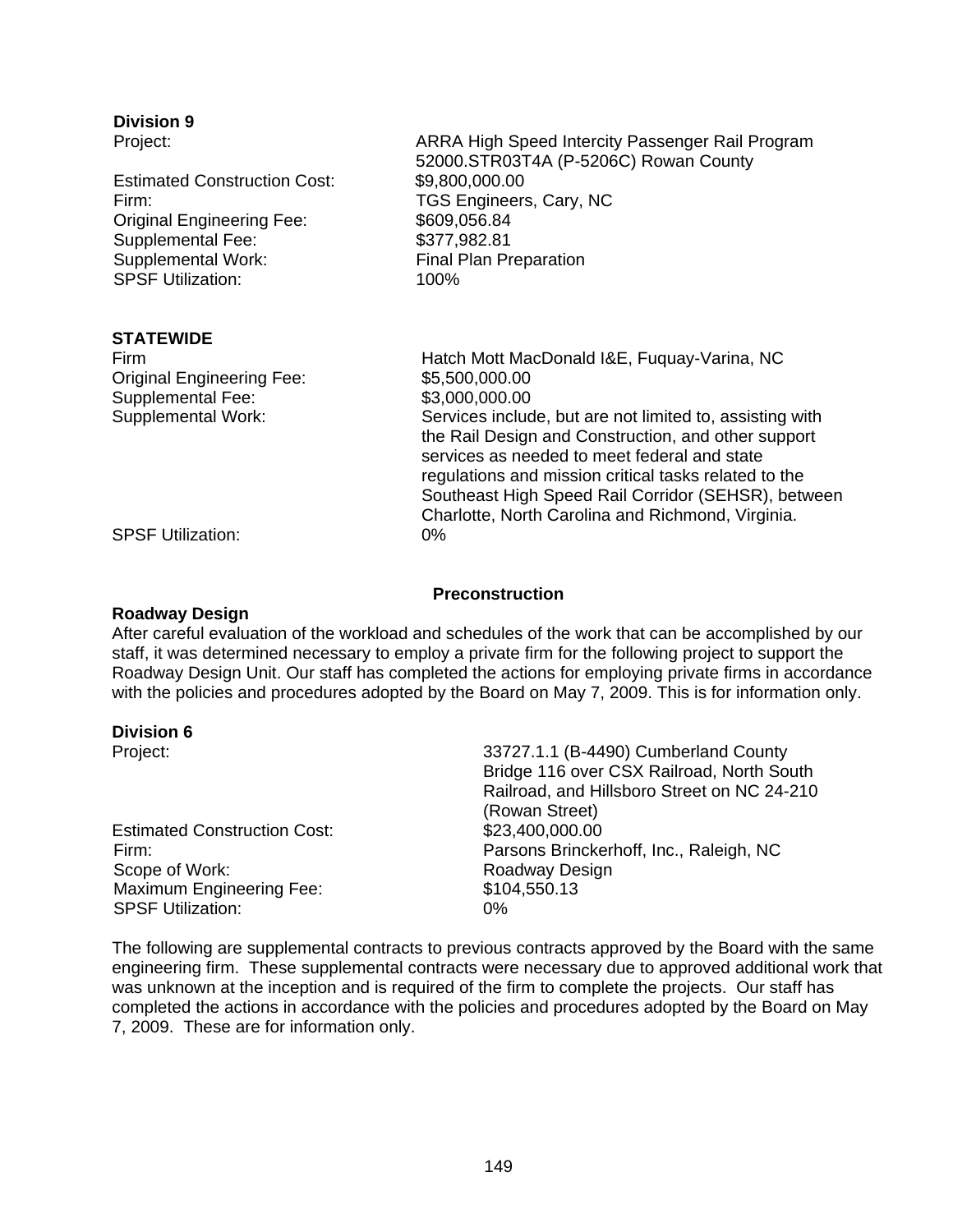**Division 9**

Project: ARRA High Speed Intercity Passenger Rail Program 52000.STR03T4A (P-5206C) Rowan County
Estimated Construction Cost: $9,800,000.00
Firm: TGS Engineers, Cary, NC
Original Engineering Fee: $609,056.84
Supplemental Fee: $377,982.81
Supplemental Work: Final Plan Preparation
SPSF Utilization: 100%

**STATEWIDE**

Firm: Hatch Mott MacDonald I&E, Fuquay-Varina, NC
Original Engineering Fee: $5,500,000.00
Supplemental Fee: $3,000,000.00
Supplemental Work: Services include, but are not limited to, assisting with the Rail Design and Construction, and other support services as needed to meet federal and state regulations and mission critical tasks related to the Southeast High Speed Rail Corridor (SEHSR), between Charlotte, North Carolina and Richmond, Virginia.
SPSF Utilization: 0%

## Preconstruction

**Roadway Design**

After careful evaluation of the workload and schedules of the work that can be accomplished by our staff, it was determined necessary to employ a private firm for the following project to support the Roadway Design Unit. Our staff has completed the actions for employing private firms in accordance with the policies and procedures adopted by the Board on May 7, 2009. This is for information only.

**Division 6**

Project: 33727.1.1 (B-4490) Cumberland County Bridge 116 over CSX Railroad, North South Railroad, and Hillsboro Street on NC 24-210 (Rowan Street)
Estimated Construction Cost: $23,400,000.00
Firm: Parsons Brinckerhoff, Inc., Raleigh, NC
Scope of Work: Roadway Design
Maximum Engineering Fee: $104,550.13
SPSF Utilization: 0%

The following are supplemental contracts to previous contracts approved by the Board with the same engineering firm. These supplemental contracts were necessary due to approved additional work that was unknown at the inception and is required of the firm to complete the projects. Our staff has completed the actions in accordance with the policies and procedures adopted by the Board on May 7, 2009. These are for information only.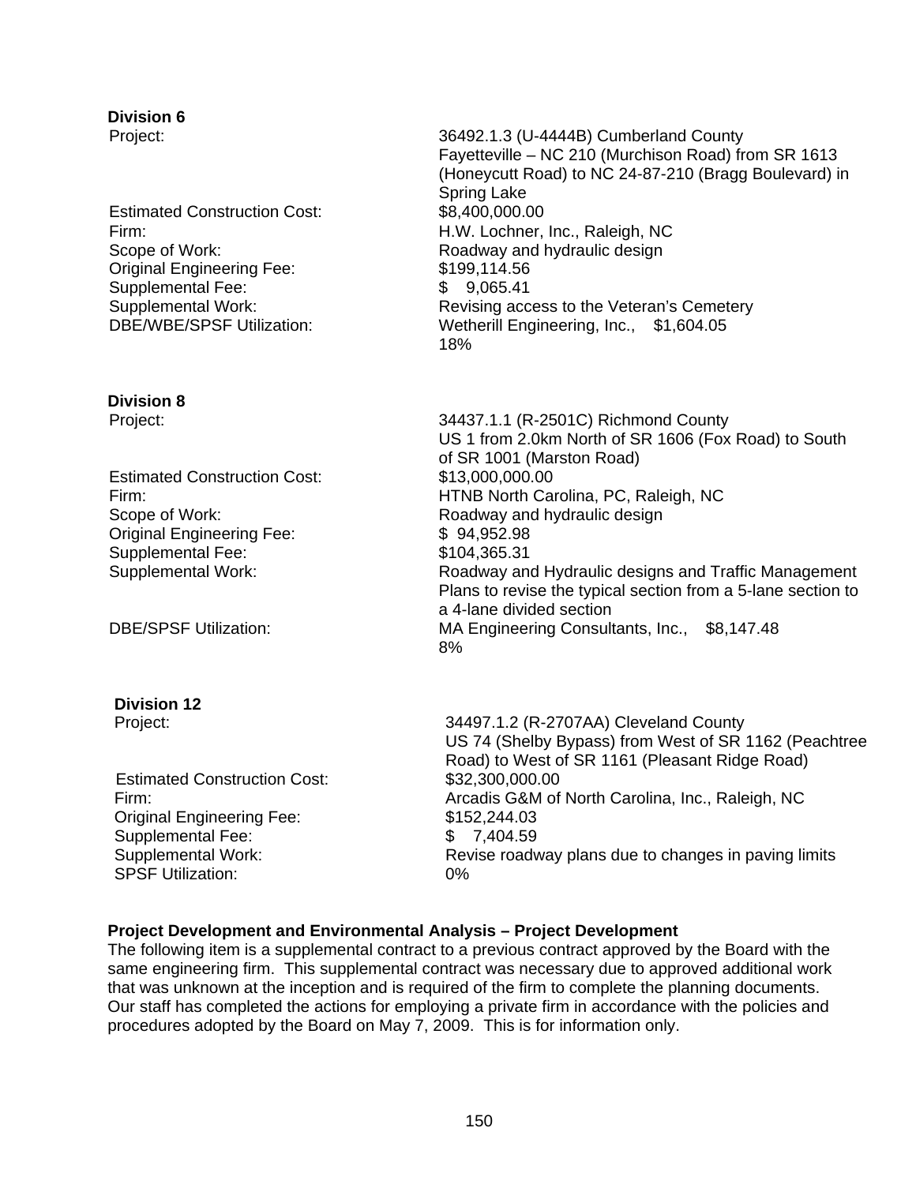**Division 6**

| | |
|---|---|
| Project: | 36492.1.3 (U-4444B) Cumberland County Fayetteville – NC 210 (Murchison Road) from SR 1613 (Honeycutt Road) to NC 24-87-210 (Bragg Boulevard) in Spring Lake |
| Estimated Construction Cost: | $8,400,000.00 |
| Firm: | H.W. Lochner, Inc., Raleigh, NC |
| Scope of Work: | Roadway and hydraulic design |
| Original Engineering Fee: | $199,114.56 |
| Supplemental Fee: | $ 9,065.41 |
| Supplemental Work: | Revising access to the Veteran's Cemetery |
| DBE/WBE/SPSF Utilization: | Wetherill Engineering, Inc., $1,604.05 18% |

**Division 8**

| | |
|---|---|
| Project: | 34437.1.1 (R-2501C) Richmond County US 1 from 2.0km North of SR 1606 (Fox Road) to South of SR 1001 (Marston Road) |
| Estimated Construction Cost: | $13,000,000.00 |
| Firm: | HTNB North Carolina, PC, Raleigh, NC |
| Scope of Work: | Roadway and hydraulic design |
| Original Engineering Fee: | $ 94,952.98 |
| Supplemental Fee: | $104,365.31 |
| Supplemental Work: | Roadway and Hydraulic designs and Traffic Management Plans to revise the typical section from a 5-lane section to a 4-lane divided section |
| DBE/SPSF Utilization: | MA Engineering Consultants, Inc., $8,147.48 8% |

**Division 12**

| | |
|---|---|
| Project: | 34497.1.2 (R-2707AA) Cleveland County US 74 (Shelby Bypass) from West of SR 1162 (Peachtree Road) to West of SR 1161 (Pleasant Ridge Road) |
| Estimated Construction Cost: | $32,300,000.00 |
| Firm: | Arcadis G&M of North Carolina, Inc., Raleigh, NC |
| Original Engineering Fee: | $152,244.03 |
| Supplemental Fee: | $ 7,404.59 |
| Supplemental Work: | Revise roadway plans due to changes in paving limits |
| SPSF Utilization: | 0% |

**Project Development and Environmental Analysis – Project Development**

The following item is a supplemental contract to a previous contract approved by the Board with the same engineering firm. This supplemental contract was necessary due to approved additional work that was unknown at the inception and is required of the firm to complete the planning documents. Our staff has completed the actions for employing a private firm in accordance with the policies and procedures adopted by the Board on May 7, 2009. This is for information only.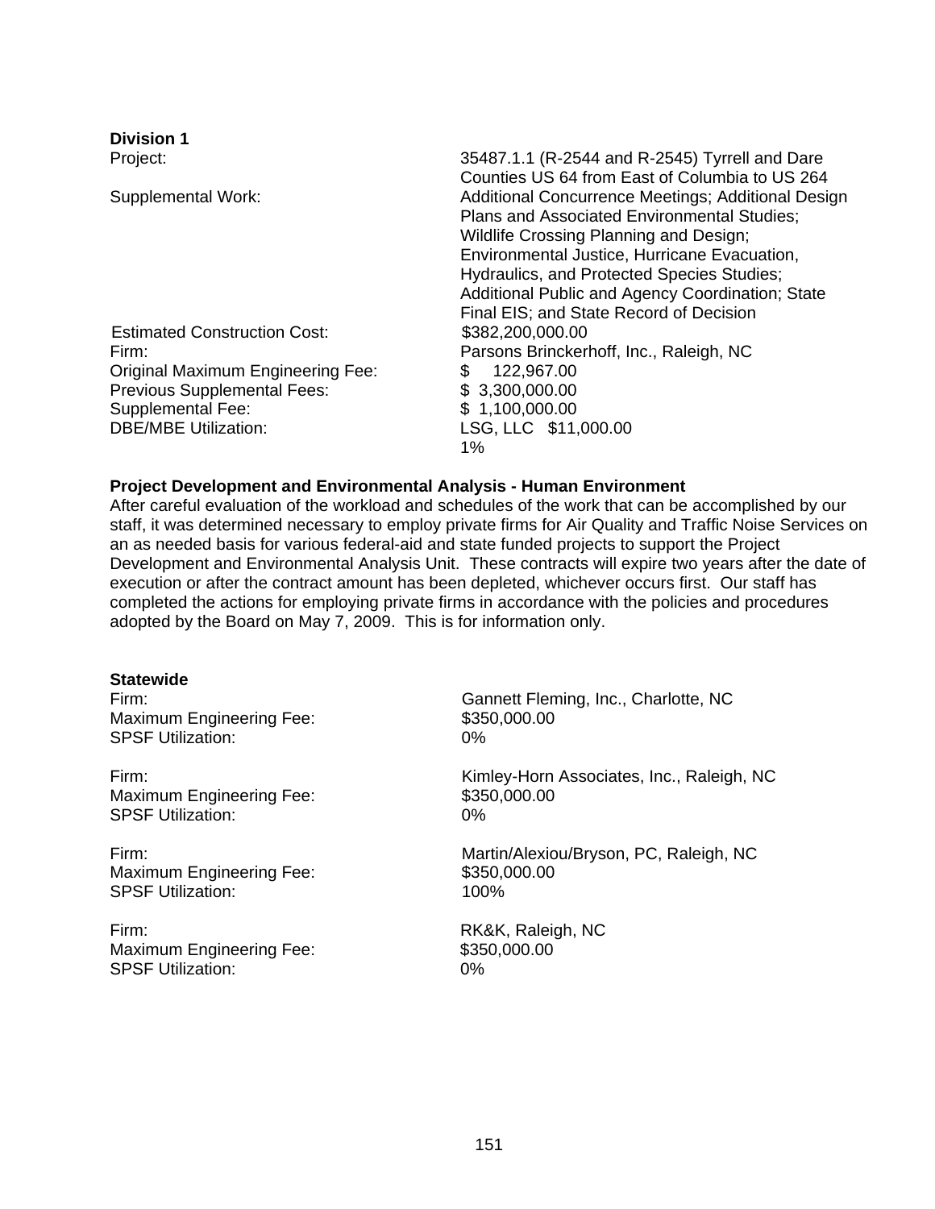**Division 1**

| | |
|---|---|
| Project: | 35487.1.1 (R-2544 and R-2545) Tyrrell and Dare Counties US 64 from East of Columbia to US 264 |
| Supplemental Work: | Additional Concurrence Meetings; Additional Design Plans and Associated Environmental Studies; Wildlife Crossing Planning and Design; Environmental Justice, Hurricane Evacuation, Hydraulics, and Protected Species Studies; Additional Public and Agency Coordination; State Final EIS; and State Record of Decision |
| Estimated Construction Cost: | $382,200,000.00 |
| Firm: | Parsons Brinckerhoff, Inc., Raleigh, NC |
| Original Maximum Engineering Fee: | $ 122,967.00 |
| Previous Supplemental Fees: | $ 3,300,000.00 |
| Supplemental Fee: | $ 1,100,000.00 |
| DBE/MBE Utilization: | LSG, LLC $11,000.00<br>1% |

**Project Development and Environmental Analysis - Human Environment**

After careful evaluation of the workload and schedules of the work that can be accomplished by our staff, it was determined necessary to employ private firms for Air Quality and Traffic Noise Services on an as needed basis for various federal-aid and state funded projects to support the Project Development and Environmental Analysis Unit. These contracts will expire two years after the date of execution or after the contract amount has been depleted, whichever occurs first. Our staff has completed the actions for employing private firms in accordance with the policies and procedures adopted by the Board on May 7, 2009. This is for information only.

**Statewide**

| | |
|---|---|
| Firm: | Gannett Fleming, Inc., Charlotte, NC |
| Maximum Engineering Fee: | $350,000.00 |
| SPSF Utilization: | 0% |
| | |
| Firm: | Kimley-Horn Associates, Inc., Raleigh, NC |
| Maximum Engineering Fee: | $350,000.00 |
| SPSF Utilization: | 0% |
| | |
| Firm: | Martin/Alexiou/Bryson, PC, Raleigh, NC |
| Maximum Engineering Fee: | $350,000.00 |
| SPSF Utilization: | 100% |
| | |
| Firm: | RK&K, Raleigh, NC |
| Maximum Engineering Fee: | $350,000.00 |
| SPSF Utilization: | 0% |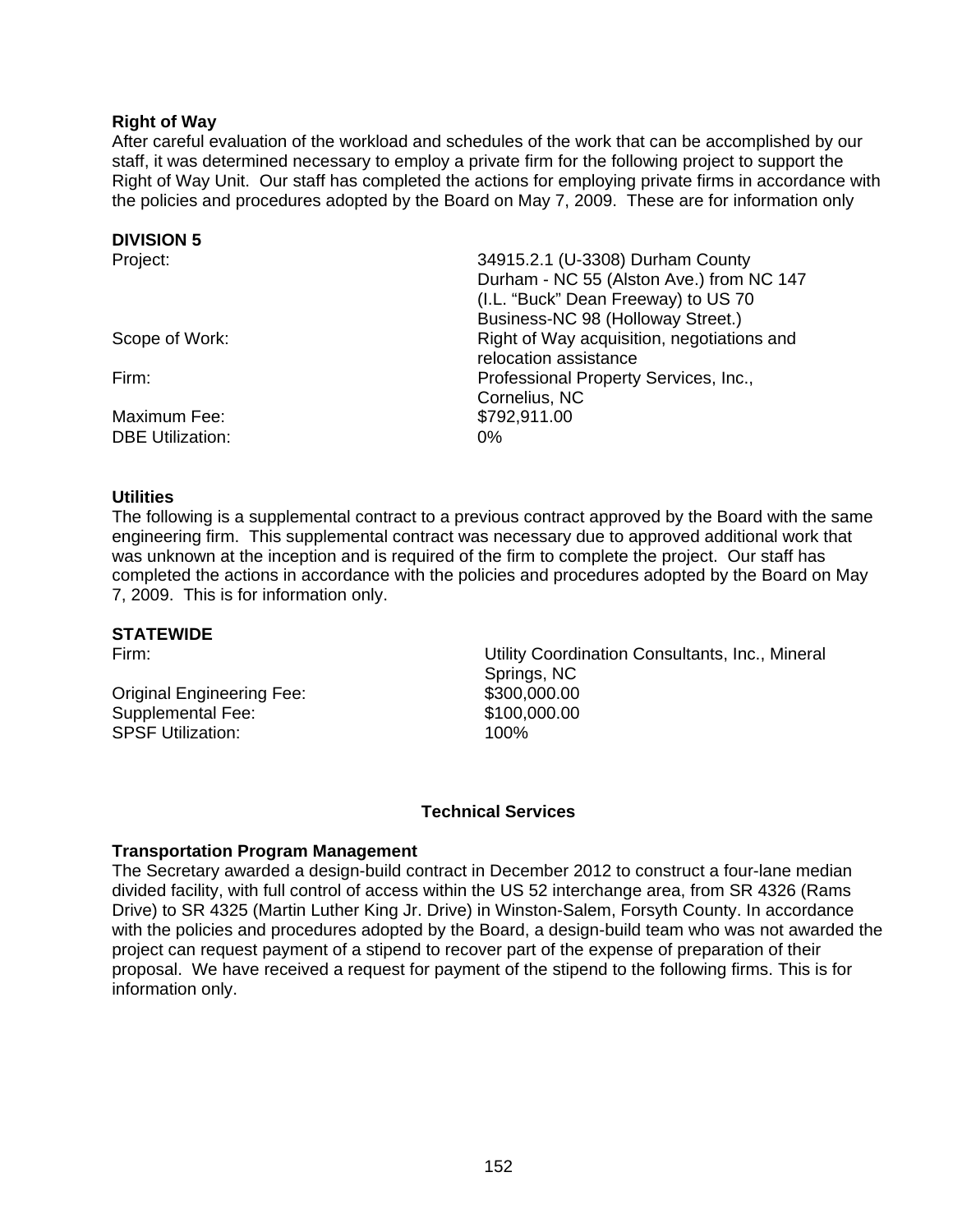**Right of Way**

After careful evaluation of the workload and schedules of the work that can be accomplished by our staff, it was determined necessary to employ a private firm for the following project to support the Right of Way Unit. Our staff has completed the actions for employing private firms in accordance with the policies and procedures adopted by the Board on May 7, 2009. These are for information only

**DIVISION 5**

| | |
|---|---|
| Project: | 34915.2.1 (U-3308) Durham County Durham - NC 55 (Alston Ave.) from NC 147 (I.L. "Buck" Dean Freeway) to US 70 Business-NC 98 (Holloway Street.) |
| Scope of Work: | Right of Way acquisition, negotiations and relocation assistance |
| Firm: | Professional Property Services, Inc., Cornelius, NC |
| Maximum Fee: | $792,911.00 |
| DBE Utilization: | 0% |

**Utilities**

The following is a supplemental contract to a previous contract approved by the Board with the same engineering firm. This supplemental contract was necessary due to approved additional work that was unknown at the inception and is required of the firm to complete the project. Our staff has completed the actions in accordance with the policies and procedures adopted by the Board on May 7, 2009. This is for information only.

**STATEWIDE**

| | |
|---|---|
| Firm: | Utility Coordination Consultants, Inc., Mineral Springs, NC |
| Original Engineering Fee: | $300,000.00 |
| Supplemental Fee: | $100,000.00 |
| SPSF Utilization: | 100% |

## Technical Services

**Transportation Program Management**

The Secretary awarded a design-build contract in December 2012 to construct a four-lane median divided facility, with full control of access within the US 52 interchange area, from SR 4326 (Rams Drive) to SR 4325 (Martin Luther King Jr. Drive) in Winston-Salem, Forsyth County. In accordance with the policies and procedures adopted by the Board, a design-build team who was not awarded the project can request payment of a stipend to recover part of the expense of preparation of their proposal. We have received a request for payment of the stipend to the following firms. This is for information only.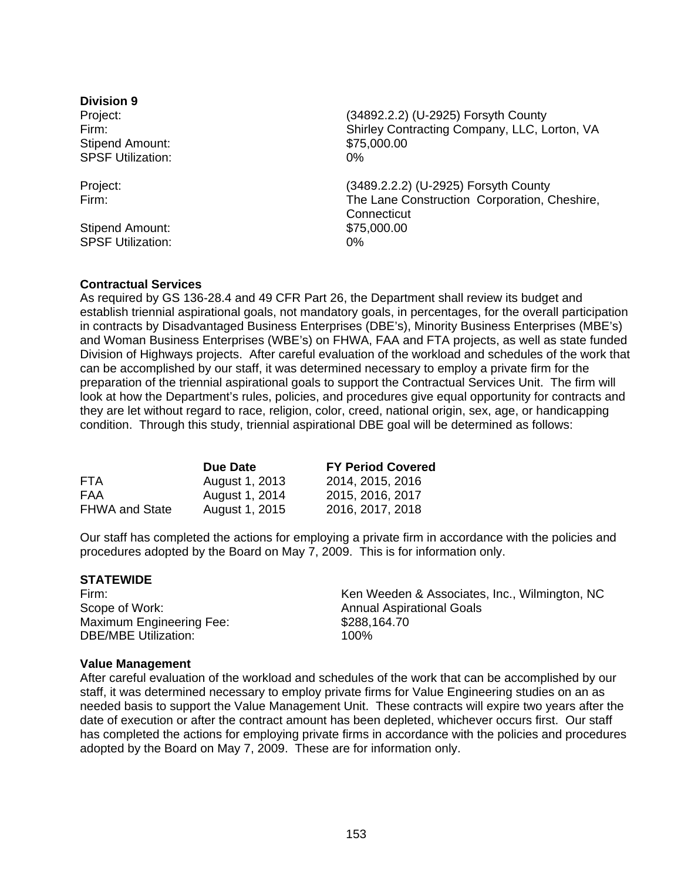**Division 9**

Project: (34892.2.2) (U-2925) Forsyth County
Firm: Shirley Contracting Company, LLC, Lorton, VA
Stipend Amount: $75,000.00
SPSF Utilization: 0%

Project: (3489.2.2.2) (U-2925) Forsyth County
Firm: The Lane Construction Corporation, Cheshire, Connecticut
Stipend Amount: $75,000.00
SPSF Utilization: 0%

**Contractual Services**

As required by GS 136-28.4 and 49 CFR Part 26, the Department shall review its budget and establish triennial aspirational goals, not mandatory goals, in percentages, for the overall participation in contracts by Disadvantaged Business Enterprises (DBE's), Minority Business Enterprises (MBE's) and Woman Business Enterprises (WBE's) on FHWA, FAA and FTA projects, as well as state funded Division of Highways projects. After careful evaluation of the workload and schedules of the work that can be accomplished by our staff, it was determined necessary to employ a private firm for the preparation of the triennial aspirational goals to support the Contractual Services Unit. The firm will look at how the Department's rules, policies, and procedures give equal opportunity for contracts and they are let without regard to race, religion, color, creed, national origin, sex, age, or handicapping condition. Through this study, triennial aspirational DBE goal will be determined as follows:

| | **Due Date** | **FY Period Covered** |
|---|---|---|
| FTA | August 1, 2013 | 2014, 2015, 2016 |
| FAA | August 1, 2014 | 2015, 2016, 2017 |
| FHWA and State | August 1, 2015 | 2016, 2017, 2018 |

Our staff has completed the actions for employing a private firm in accordance with the policies and procedures adopted by the Board on May 7, 2009. This is for information only.

**STATEWIDE**

Firm: Ken Weeden & Associates, Inc., Wilmington, NC
Scope of Work: Annual Aspirational Goals
Maximum Engineering Fee: $288,164.70
DBE/MBE Utilization: 100%

**Value Management**

After careful evaluation of the workload and schedules of the work that can be accomplished by our staff, it was determined necessary to employ private firms for Value Engineering studies on an as needed basis to support the Value Management Unit. These contracts will expire two years after the date of execution or after the contract amount has been depleted, whichever occurs first. Our staff has completed the actions for employing private firms in accordance with the policies and procedures adopted by the Board on May 7, 2009. These are for information only.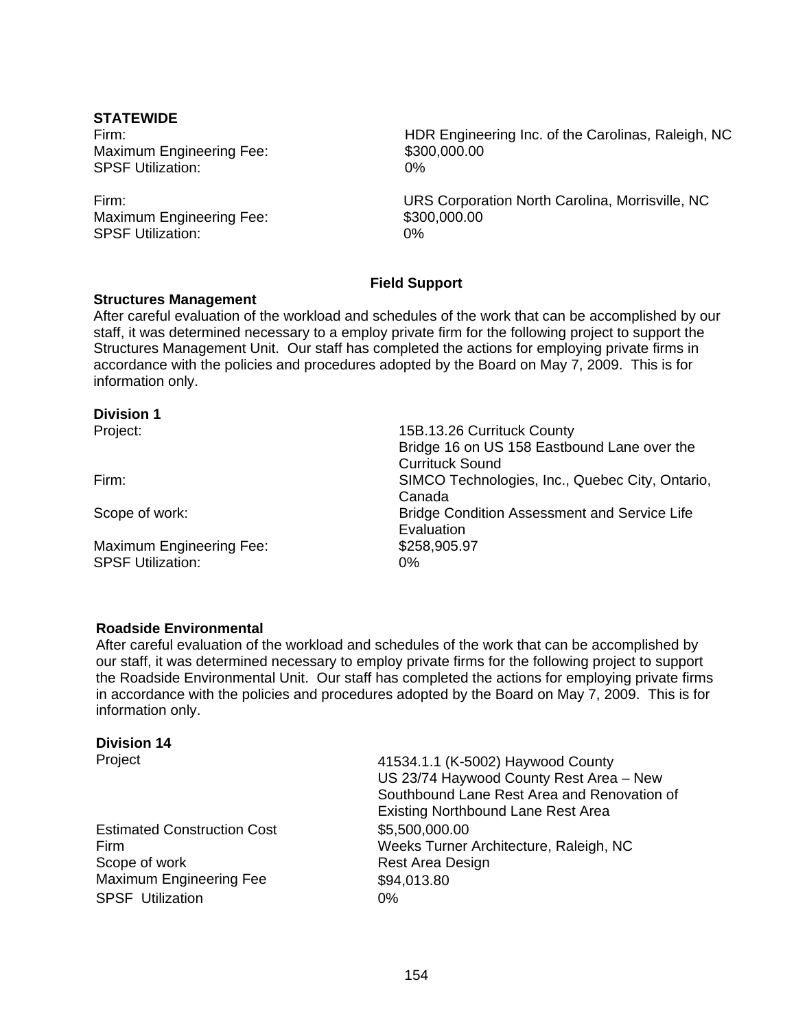**STATEWIDE**

| | |
|---|---|
| Firm: | HDR Engineering Inc. of the Carolinas, Raleigh, NC |
| Maximum Engineering Fee: | $300,000.00 |
| SPSF Utilization: | 0% |

| | |
|---|---|
| Firm: | URS Corporation North Carolina, Morrisville, NC |
| Maximum Engineering Fee: | $300,000.00 |
| SPSF Utilization: | 0% |

## Field Support

**Structures Management**

After careful evaluation of the workload and schedules of the work that can be accomplished by our staff, it was determined necessary to a employ private firm for the following project to support the Structures Management Unit. Our staff has completed the actions for employing private firms in accordance with the policies and procedures adopted by the Board on May 7, 2009. This is for information only.

**Division 1**

| | |
|---|---|
| Project: | 15B.13.26 Currituck County<br>Bridge 16 on US 158 Eastbound Lane over the Currituck Sound |
| Firm: | SIMCO Technologies, Inc., Quebec City, Ontario, Canada |
| Scope of work: | Bridge Condition Assessment and Service Life Evaluation |
| Maximum Engineering Fee: | $258,905.97 |
| SPSF Utilization: | 0% |

**Roadside Environmental**

After careful evaluation of the workload and schedules of the work that can be accomplished by our staff, it was determined necessary to employ private firms for the following project to support the Roadside Environmental Unit. Our staff has completed the actions for employing private firms in accordance with the policies and procedures adopted by the Board on May 7, 2009. This is for information only.

**Division 14**

| | |
|---|---|
| Project | 41534.1.1 (K-5002) Haywood County<br>US 23/74 Haywood County Rest Area – New Southbound Lane Rest Area and Renovation of Existing Northbound Lane Rest Area |
| Estimated Construction Cost | $5,500,000.00 |
| Firm | Weeks Turner Architecture, Raleigh, NC |
| Scope of work | Rest Area Design |
| Maximum Engineering Fee | $94,013.80 |
| SPSF Utilization | 0% |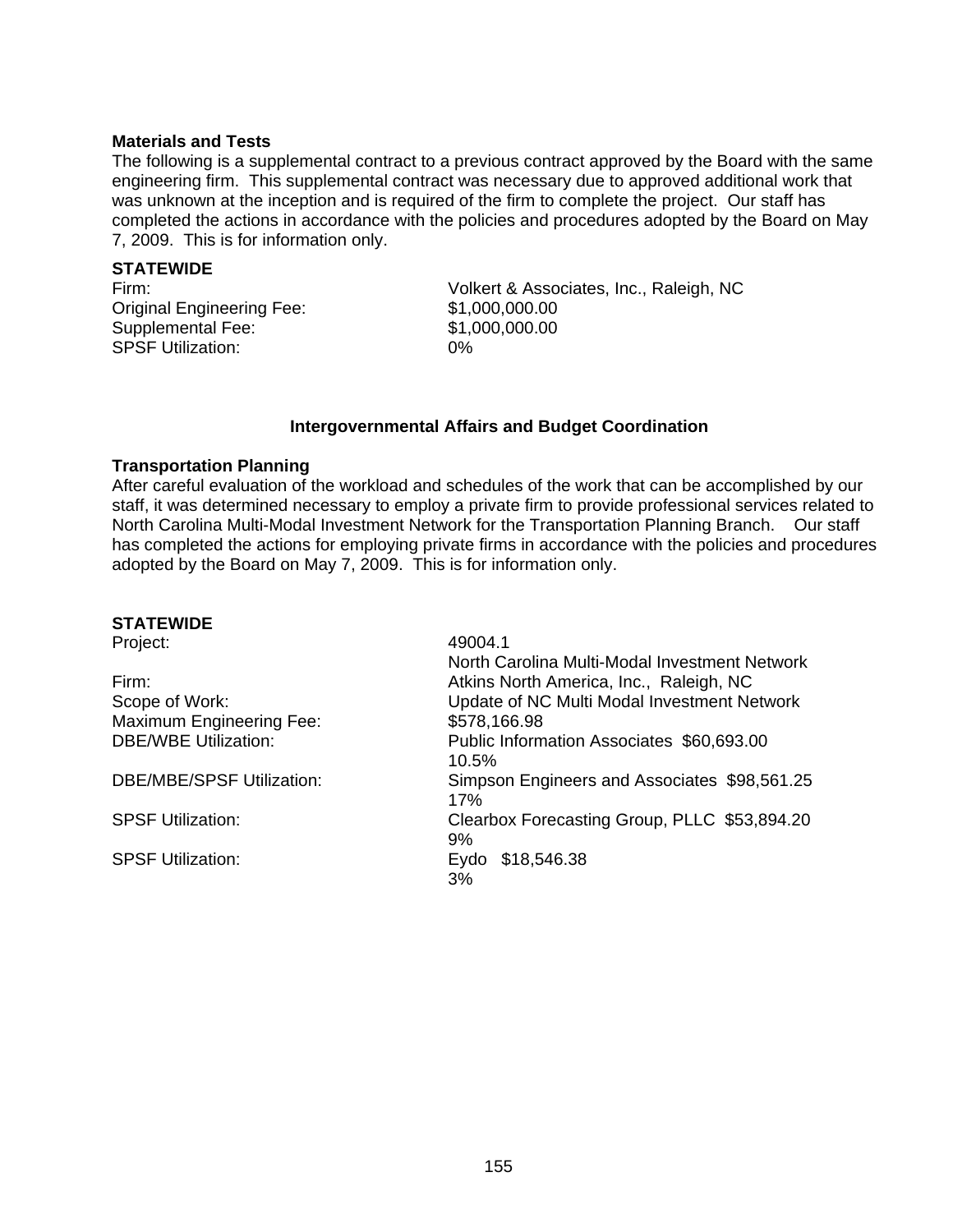**Materials and Tests**

The following is a supplemental contract to a previous contract approved by the Board with the same engineering firm. This supplemental contract was necessary due to approved additional work that was unknown at the inception and is required of the firm to complete the project. Our staff has completed the actions in accordance with the policies and procedures adopted by the Board on May 7, 2009. This is for information only.

**STATEWIDE**

| | |
|---|---|
| Firm: | Volkert & Associates, Inc., Raleigh, NC |
| Original Engineering Fee: | $1,000,000.00 |
| Supplemental Fee: | $1,000,000.00 |
| SPSF Utilization: | 0% |

### Intergovernmental Affairs and Budget Coordination

**Transportation Planning**

After careful evaluation of the workload and schedules of the work that can be accomplished by our staff, it was determined necessary to employ a private firm to provide professional services related to North Carolina Multi-Modal Investment Network for the Transportation Planning Branch. Our staff has completed the actions for employing private firms in accordance with the policies and procedures adopted by the Board on May 7, 2009. This is for information only.

**STATEWIDE**

| | |
|---|---|
| Project: | 49004.1<br>North Carolina Multi-Modal Investment Network |
| Firm: | Atkins North America, Inc., Raleigh, NC |
| Scope of Work: | Update of NC Multi Modal Investment Network |
| Maximum Engineering Fee: | $578,166.98 |
| DBE/WBE Utilization: | Public Information Associates $60,693.00<br>10.5% |
| DBE/MBE/SPSF Utilization: | Simpson Engineers and Associates $98,561.25<br>17% |
| SPSF Utilization: | Clearbox Forecasting Group, PLLC $53,894.20<br>9% |
| SPSF Utilization: | Eydo $18,546.38<br>3% |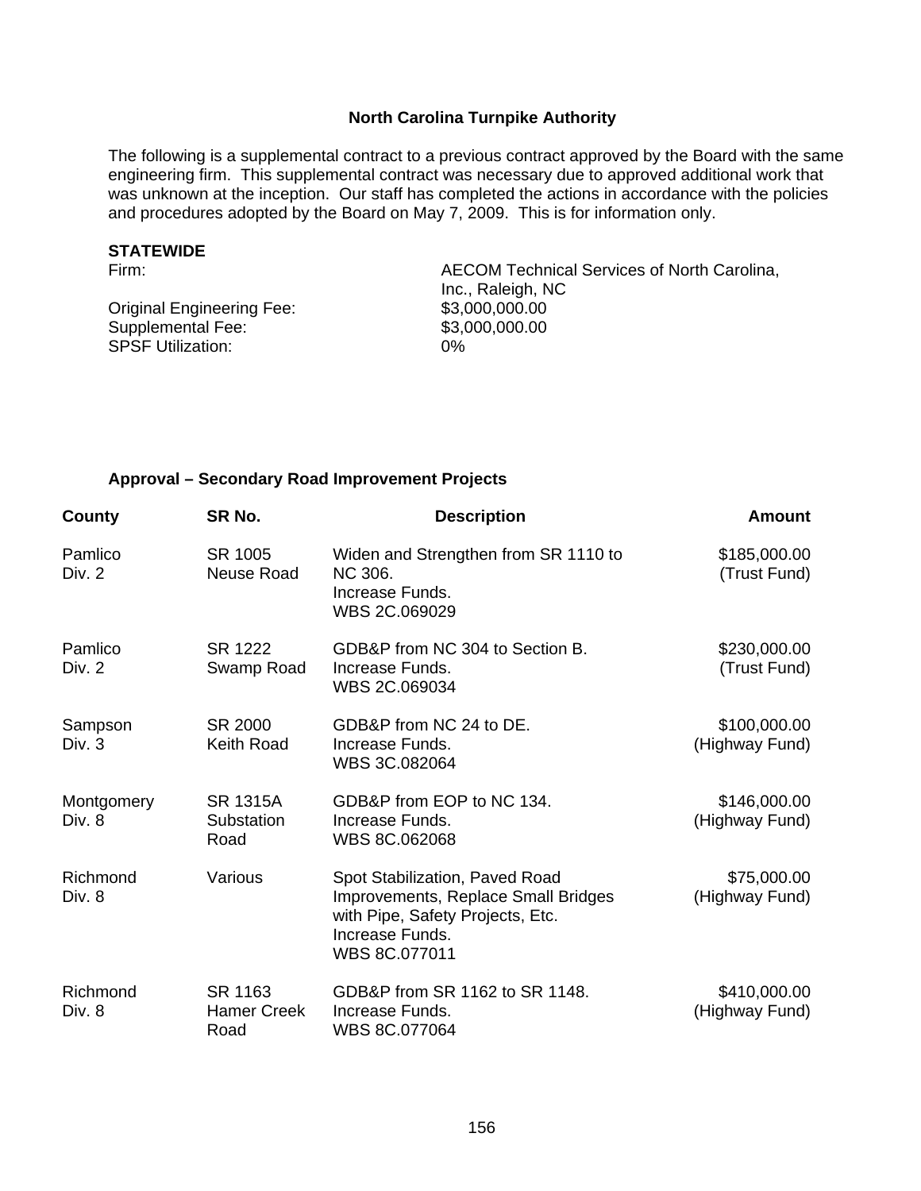**North Carolina Turnpike Authority**

The following is a supplemental contract to a previous contract approved by the Board with the same engineering firm. This supplemental contract was necessary due to approved additional work that was unknown at the inception. Our staff has completed the actions in accordance with the policies and procedures adopted by the Board on May 7, 2009. This is for information only.

**STATEWIDE**

| | |
|---|---|
| Firm: | AECOM Technical Services of North Carolina, Inc., Raleigh, NC |
| Original Engineering Fee: | $3,000,000.00 |
| Supplemental Fee: | $3,000,000.00 |
| SPSF Utilization: | 0% |

**Approval – Secondary Road Improvement Projects**

| County | SR No. | Description | Amount |
|---|---|---|---|
| Pamlico Div. 2 | SR 1005 Neuse Road | Widen and Strengthen from SR 1110 to NC 306. Increase Funds. WBS 2C.069029 | $185,000.00 (Trust Fund) |
| Pamlico Div. 2 | SR 1222 Swamp Road | GDB&P from NC 304 to Section B. Increase Funds. WBS 2C.069034 | $230,000.00 (Trust Fund) |
| Sampson Div. 3 | SR 2000 Keith Road | GDB&P from NC 24 to DE. Increase Funds. WBS 3C.082064 | $100,000.00 (Highway Fund) |
| Montgomery Div. 8 | SR 1315A Substation Road | GDB&P from EOP to NC 134. Increase Funds. WBS 8C.062068 | $146,000.00 (Highway Fund) |
| Richmond Div. 8 | Various | Spot Stabilization, Paved Road Improvements, Replace Small Bridges with Pipe, Safety Projects, Etc. Increase Funds. WBS 8C.077011 | $75,000.00 (Highway Fund) |
| Richmond Div. 8 | SR 1163 Hamer Creek Road | GDB&P from SR 1162 to SR 1148. Increase Funds. WBS 8C.077064 | $410,000.00 (Highway Fund) |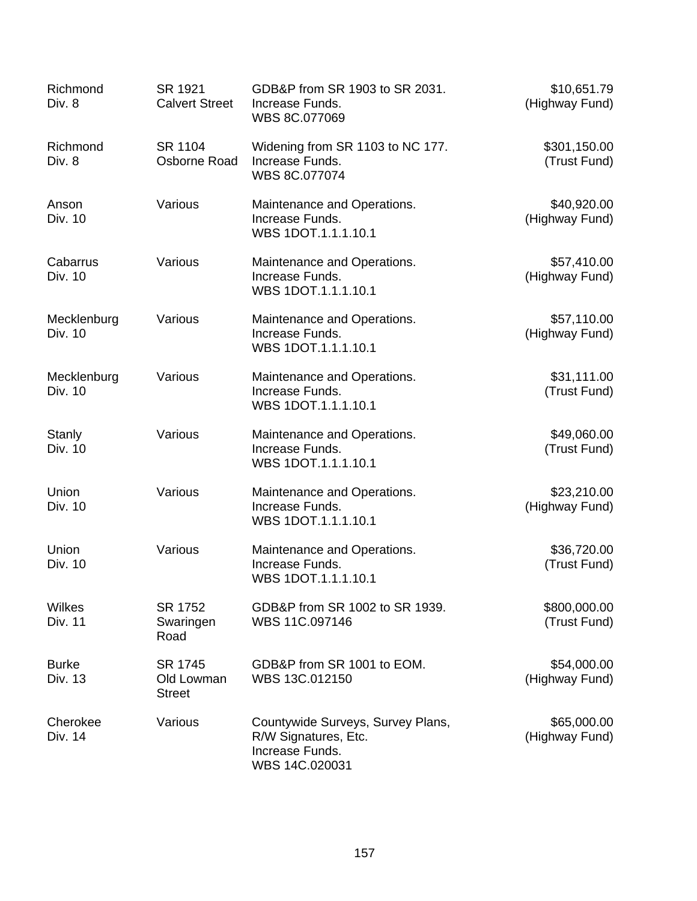| | | | |
|---|---|---|---|
| Richmond<br>Div. 8 | SR 1921<br>Calvert Street | GDB&P from SR 1903 to SR 2031.<br>Increase Funds.<br>WBS 8C.077069 | $10,651.79<br>(Highway Fund) |
| Richmond<br>Div. 8 | SR 1104<br>Osborne Road | Widening from SR 1103 to NC 177.<br>Increase Funds.<br>WBS 8C.077074 | $301,150.00<br>(Trust Fund) |
| Anson<br>Div. 10 | Various | Maintenance and Operations.<br>Increase Funds.<br>WBS 1DOT.1.1.1.10.1 | $40,920.00<br>(Highway Fund) |
| Cabarrus<br>Div. 10 | Various | Maintenance and Operations.<br>Increase Funds.<br>WBS 1DOT.1.1.1.10.1 | $57,410.00<br>(Highway Fund) |
| Mecklenburg<br>Div. 10 | Various | Maintenance and Operations.<br>Increase Funds.<br>WBS 1DOT.1.1.1.10.1 | $57,110.00<br>(Highway Fund) |
| Mecklenburg<br>Div. 10 | Various | Maintenance and Operations.<br>Increase Funds.<br>WBS 1DOT.1.1.1.10.1 | $31,111.00<br>(Trust Fund) |
| Stanly<br>Div. 10 | Various | Maintenance and Operations.<br>Increase Funds.<br>WBS 1DOT.1.1.1.10.1 | $49,060.00<br>(Trust Fund) |
| Union<br>Div. 10 | Various | Maintenance and Operations.<br>Increase Funds.<br>WBS 1DOT.1.1.1.10.1 | $23,210.00<br>(Highway Fund) |
| Union<br>Div. 10 | Various | Maintenance and Operations.<br>Increase Funds.<br>WBS 1DOT.1.1.1.10.1 | $36,720.00<br>(Trust Fund) |
| Wilkes<br>Div. 11 | SR 1752<br>Swaringen<br>Road | GDB&P from SR 1002 to SR 1939.<br>WBS 11C.097146 | $800,000.00<br>(Trust Fund) |
| Burke<br>Div. 13 | SR 1745<br>Old Lowman<br>Street | GDB&P from SR 1001 to EOM.<br>WBS 13C.012150 | $54,000.00<br>(Highway Fund) |
| Cherokee<br>Div. 14 | Various | Countywide Surveys, Survey Plans,<br>R/W Signatures, Etc.<br>Increase Funds.<br>WBS 14C.020031 | $65,000.00<br>(Highway Fund) |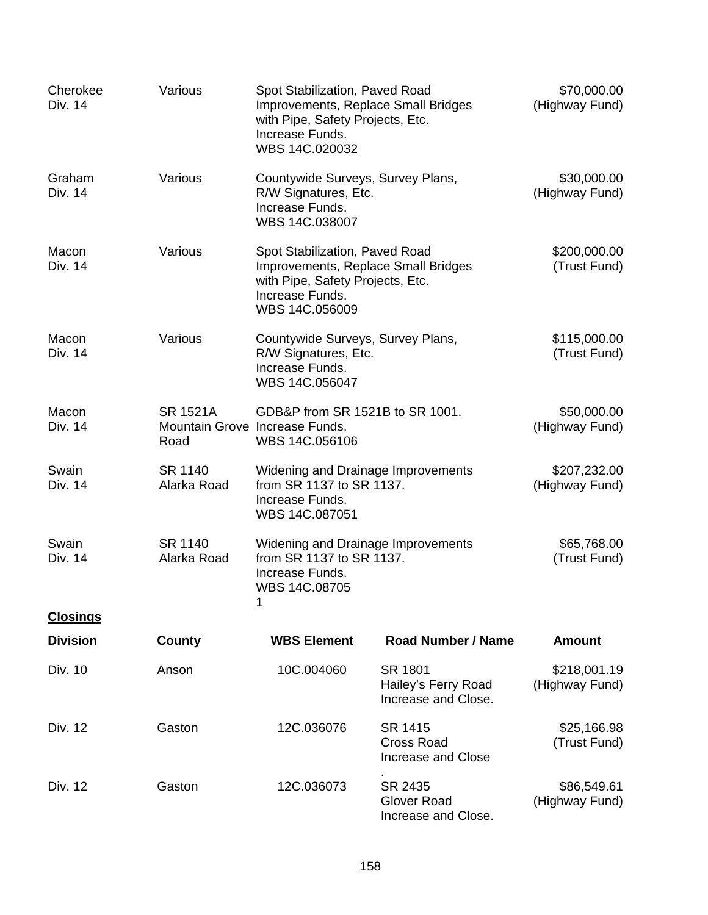| | | | |
|---|---|---|---|
| Cherokee<br>Div. 14 | Various | Spot Stabilization, Paved Road Improvements, Replace Small Bridges with Pipe, Safety Projects, Etc.<br>Increase Funds.<br>WBS 14C.020032 | $70,000.00<br>(Highway Fund) |
| Graham<br>Div. 14 | Various | Countywide Surveys, Survey Plans, R/W Signatures, Etc.<br>Increase Funds.<br>WBS 14C.038007 | $30,000.00<br>(Highway Fund) |
| Macon<br>Div. 14 | Various | Spot Stabilization, Paved Road Improvements, Replace Small Bridges with Pipe, Safety Projects, Etc.<br>Increase Funds.<br>WBS 14C.056009 | $200,000.00<br>(Trust Fund) |
| Macon<br>Div. 14 | Various | Countywide Surveys, Survey Plans, R/W Signatures, Etc.<br>Increase Funds.<br>WBS 14C.056047 | $115,000.00<br>(Trust Fund) |
| Macon<br>Div. 14 | SR 1521A<br>Mountain Grove Road | GDB&P from SR 1521B to SR 1001.<br>Increase Funds.<br>WBS 14C.056106 | $50,000.00<br>(Highway Fund) |
| Swain<br>Div. 14 | SR 1140<br>Alarka Road | Widening and Drainage Improvements from SR 1137 to SR 1137.<br>Increase Funds.<br>WBS 14C.087051 | $207,232.00<br>(Highway Fund) |
| Swain<br>Div. 14 | SR 1140<br>Alarka Road | Widening and Drainage Improvements from SR 1137 to SR 1137.<br>Increase Funds.<br>WBS 14C.087051 | $65,768.00<br>(Trust Fund) |

**Closings**

| Division | County | WBS Element | Road Number / Name | Amount |
|---|---|---|---|---|
| Div. 10 | Anson | 10C.004060 | SR 1801<br>Hailey's Ferry Road<br>Increase and Close. | $218,001.19<br>(Highway Fund) |
| Div. 12 | Gaston | 12C.036076 | SR 1415<br>Cross Road<br>Increase and Close. | $25,166.98<br>(Trust Fund) |
| Div. 12 | Gaston | 12C.036073 | SR 2435<br>Glover Road<br>Increase and Close. | $86,549.61<br>(Highway Fund) |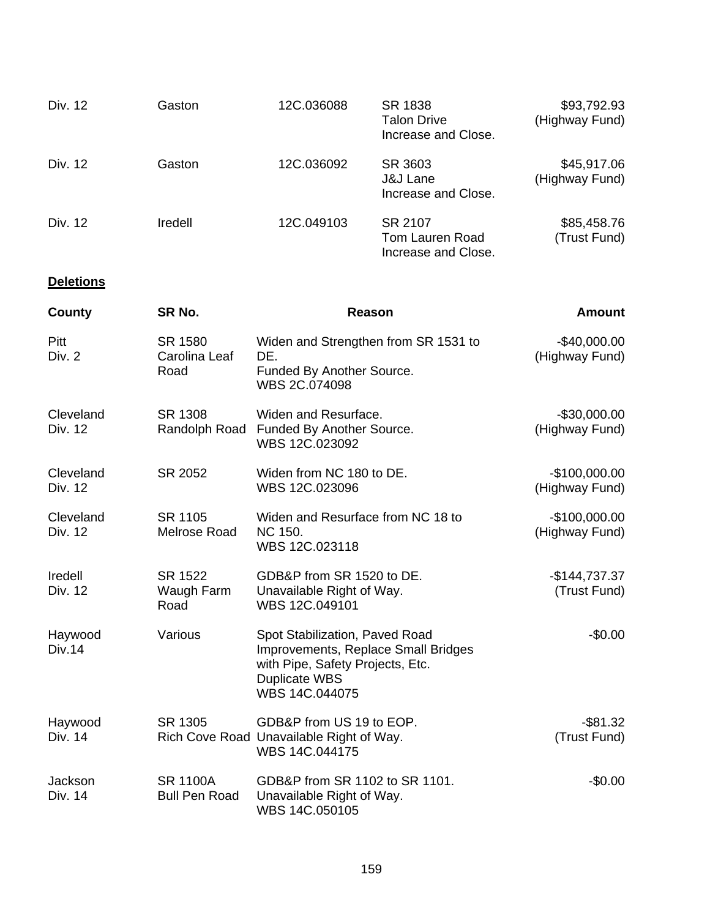| | | | | |
|---|---|---|---|---|
| Div. 12 | Gaston | 12C.036088 | SR 1838<br>Talon Drive<br>Increase and Close. | $93,792.93<br>(Highway Fund) |
| Div. 12 | Gaston | 12C.036092 | SR 3603<br>J&J Lane<br>Increase and Close. | $45,917.06<br>(Highway Fund) |
| Div. 12 | Iredell | 12C.049103 | SR 2107<br>Tom Lauren Road<br>Increase and Close. | $85,458.76<br>(Trust Fund) |

**Deletions**

| County | SR No. | Reason | Amount |
|---|---|---|---|
| Pitt<br>Div. 2 | SR 1580<br>Carolina Leaf Road | Widen and Strengthen from SR 1531 to DE.<br>Funded By Another Source.<br>WBS 2C.074098 | -$40,000.00<br>(Highway Fund) |
| Cleveland<br>Div. 12 | SR 1308<br>Randolph Road | Widen and Resurface.<br>Funded By Another Source.<br>WBS 12C.023092 | -$30,000.00<br>(Highway Fund) |
| Cleveland<br>Div. 12 | SR 2052 | Widen from NC 180 to DE.<br>WBS 12C.023096 | -$100,000.00<br>(Highway Fund) |
| Cleveland<br>Div. 12 | SR 1105<br>Melrose Road | Widen and Resurface from NC 18 to NC 150.<br>WBS 12C.023118 | -$100,000.00<br>(Highway Fund) |
| Iredell<br>Div. 12 | SR 1522<br>Waugh Farm Road | GDB&P from SR 1520 to DE.<br>Unavailable Right of Way.<br>WBS 12C.049101 | -$144,737.37<br>(Trust Fund) |
| Haywood<br>Div.14 | Various | Spot Stabilization, Paved Road Improvements, Replace Small Bridges with Pipe, Safety Projects, Etc.<br>Duplicate WBS<br>WBS 14C.044075 | -$0.00 |
| Haywood<br>Div. 14 | SR 1305<br>Rich Cove Road | GDB&P from US 19 to EOP.<br>Unavailable Right of Way.<br>WBS 14C.044175 | -$81.32<br>(Trust Fund) |
| Jackson<br>Div. 14 | SR 1100A<br>Bull Pen Road | GDB&P from SR 1102 to SR 1101.<br>Unavailable Right of Way.<br>WBS 14C.050105 | -$0.00 |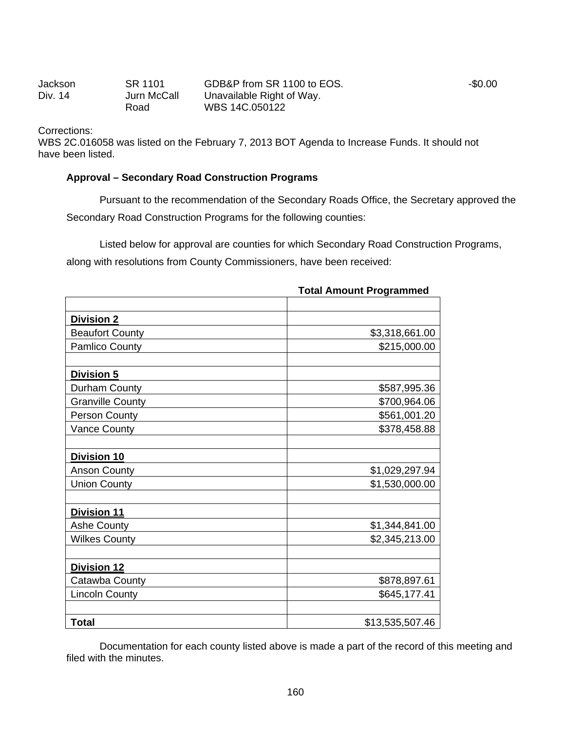| | | | |
|---|---|---|---|
| Jackson Div. 14 | SR 1101 Jurn McCall Road | GDB&P from SR 1100 to EOS. Unavailable Right of Way. WBS 14C.050122 | -$0.00 |

Corrections:
WBS 2C.016058 was listed on the February 7, 2013 BOT Agenda to Increase Funds. It should not have been listed.

**Approval – Secondary Road Construction Programs**

Pursuant to the recommendation of the Secondary Roads Office, the Secretary approved the Secondary Road Construction Programs for the following counties:

Listed below for approval are counties for which Secondary Road Construction Programs, along with resolutions from County Commissioners, have been received:

| | **Total Amount Programmed** |
|---|---:|
| | |
| **Division 2** | |
| Beaufort County | $3,318,661.00 |
| Pamlico County | $215,000.00 |
| | |
| **Division 5** | |
| Durham County | $587,995.36 |
| Granville County | $700,964.06 |
| Person County | $561,001.20 |
| Vance County | $378,458.88 |
| | |
| **Division 10** | |
| Anson County | $1,029,297.94 |
| Union County | $1,530,000.00 |
| | |
| **Division 11** | |
| Ashe County | $1,344,841.00 |
| Wilkes County | $2,345,213.00 |
| | |
| **Division 12** | |
| Catawba County | $878,897.61 |
| Lincoln County | $645,177.41 |
| | |
| **Total** | $13,535,507.46 |

Documentation for each county listed above is made a part of the record of this meeting and filed with the minutes.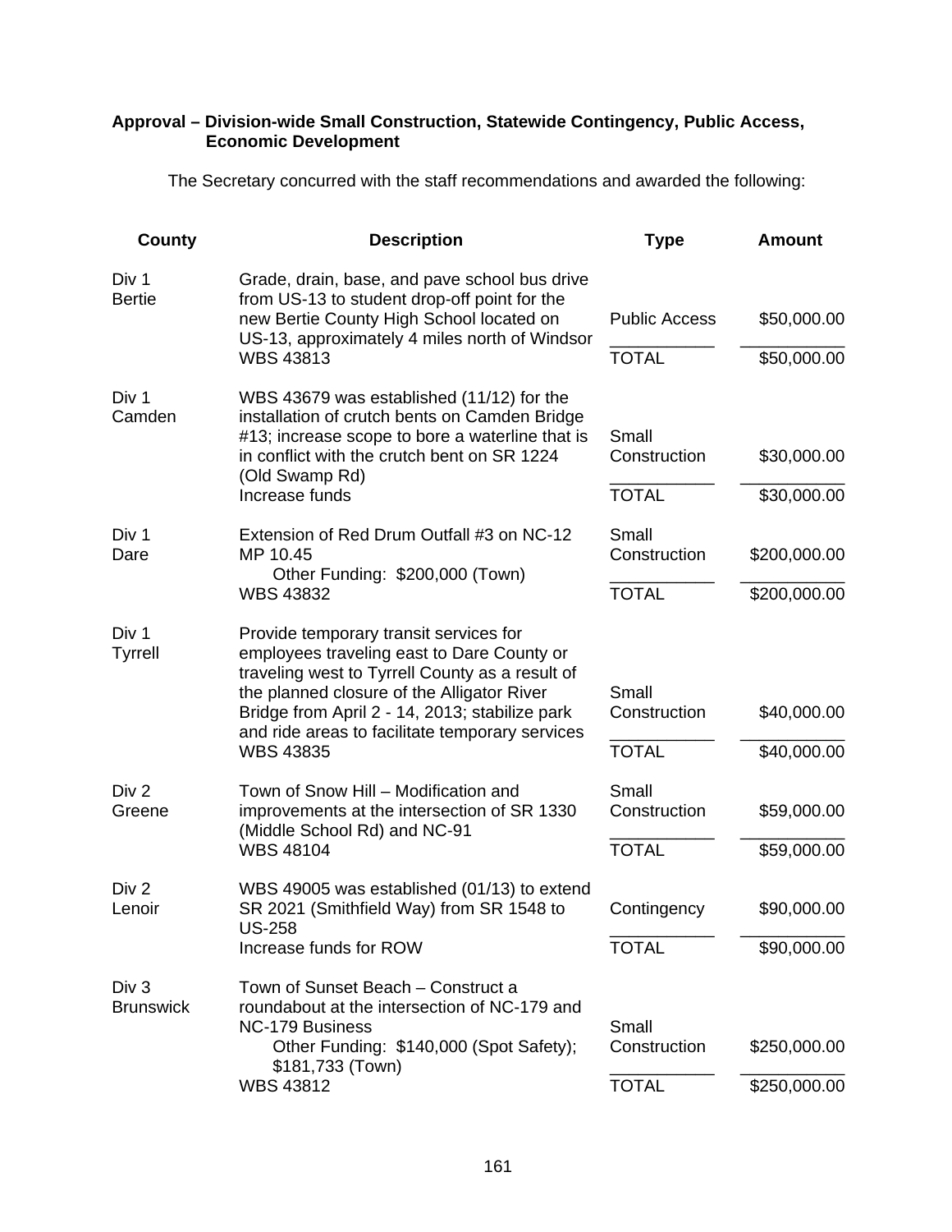**Approval – Division-wide Small Construction, Statewide Contingency, Public Access, Economic Development**

The Secretary concurred with the staff recommendations and awarded the following:

| County | Description | Type | Amount |
|---|---|---|---|
| Div 1<br>Bertie | Grade, drain, base, and pave school bus drive from US-13 to student drop-off point for the new Bertie County High School located on US-13, approximately 4 miles north of Windsor<br>WBS 43813 | Public Access<br>TOTAL | \$50,000.00<br>\$50,000.00 |
| Div 1<br>Camden | WBS 43679 was established (11/12) for the installation of crutch bents on Camden Bridge #13; increase scope to bore a waterline that is in conflict with the crutch bent on SR 1224 (Old Swamp Rd)<br>Increase funds | Small Construction<br>TOTAL | \$30,000.00<br>\$30,000.00 |
| Div 1<br>Dare | Extension of Red Drum Outfall #3 on NC-12 MP 10.45<br>Other Funding: \$200,000 (Town)<br>WBS 43832 | Small Construction<br>TOTAL | \$200,000.00<br>\$200,000.00 |
| Div 1<br>Tyrrell | Provide temporary transit services for employees traveling east to Dare County or traveling west to Tyrrell County as a result of the planned closure of the Alligator River Bridge from April 2 - 14, 2013; stabilize park and ride areas to facilitate temporary services<br>WBS 43835 | Small Construction<br>TOTAL | \$40,000.00<br>\$40,000.00 |
| Div 2<br>Greene | Town of Snow Hill – Modification and improvements at the intersection of SR 1330 (Middle School Rd) and NC-91<br>WBS 48104 | Small Construction<br>TOTAL | \$59,000.00<br>\$59,000.00 |
| Div 2<br>Lenoir | WBS 49005 was established (01/13) to extend SR 2021 (Smithfield Way) from SR 1548 to US-258<br>Increase funds for ROW | Contingency<br>TOTAL | \$90,000.00<br>\$90,000.00 |
| Div 3<br>Brunswick | Town of Sunset Beach – Construct a roundabout at the intersection of NC-179 and NC-179 Business<br>Other Funding: \$140,000 (Spot Safety); \$181,733 (Town)<br>WBS 43812 | Small Construction<br>TOTAL | \$250,000.00<br>\$250,000.00 |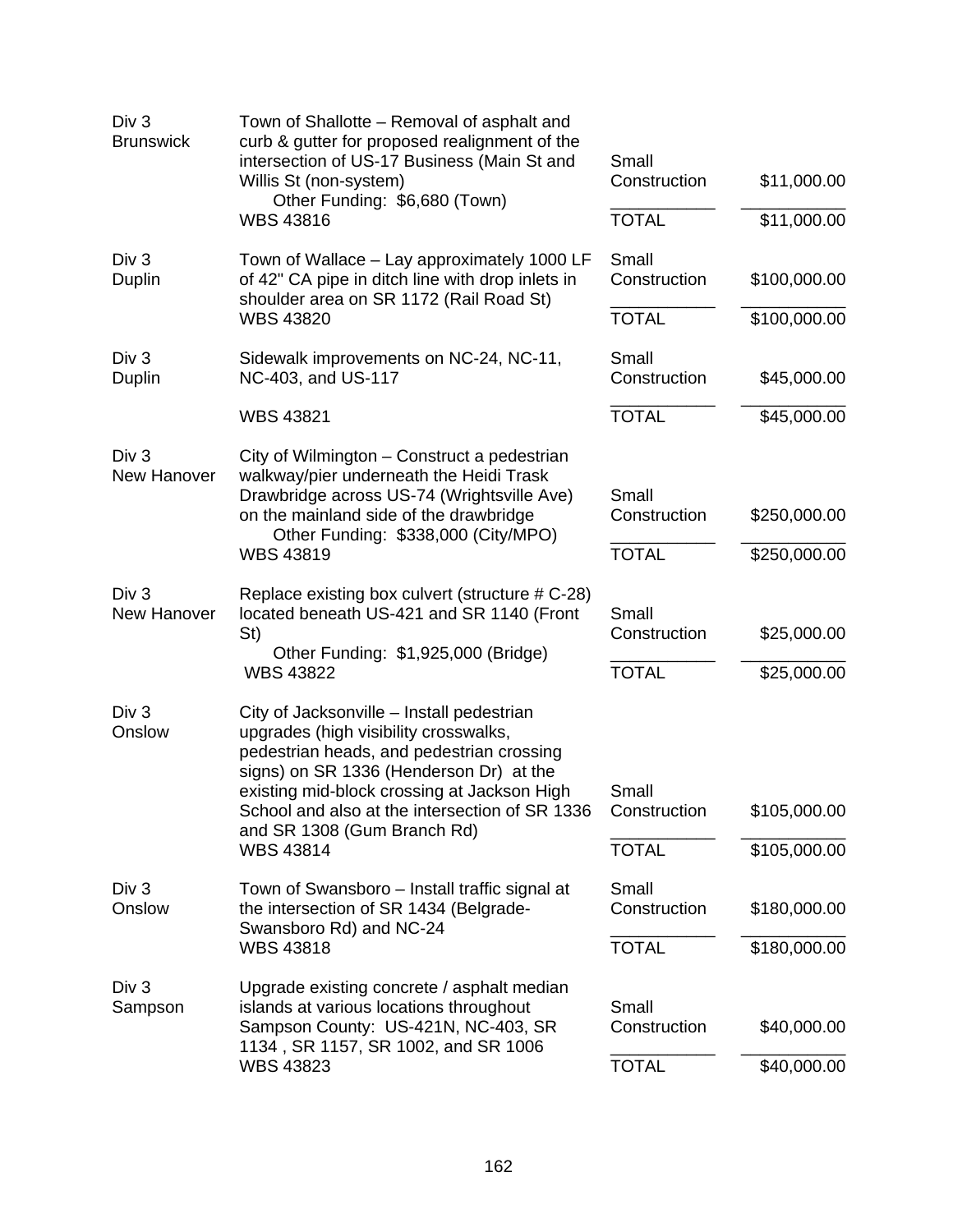| | | | |
|---|---|---|---|
| Div 3<br>Brunswick | Town of Shallotte – Removal of asphalt and curb & gutter for proposed realignment of the intersection of US-17 Business (Main St and Willis St (non-system)<br>Other Funding: $6,680 (Town)<br>WBS 43816 | Small Construction<br>TOTAL | $11,000.00<br>$11,000.00 |
| Div 3<br>Duplin | Town of Wallace – Lay approximately 1000 LF of 42" CA pipe in ditch line with drop inlets in shoulder area on SR 1172 (Rail Road St)<br>WBS 43820 | Small Construction<br>TOTAL | $100,000.00<br>$100,000.00 |
| Div 3<br>Duplin | Sidewalk improvements on NC-24, NC-11, NC-403, and US-117<br>WBS 43821 | Small Construction<br>TOTAL | $45,000.00<br>$45,000.00 |
| Div 3<br>New Hanover | City of Wilmington – Construct a pedestrian walkway/pier underneath the Heidi Trask Drawbridge across US-74 (Wrightsville Ave) on the mainland side of the drawbridge<br>Other Funding: $338,000 (City/MPO)<br>WBS 43819 | Small Construction<br>TOTAL | $250,000.00<br>$250,000.00 |
| Div 3<br>New Hanover | Replace existing box culvert (structure # C-28) located beneath US-421 and SR 1140 (Front St)<br>Other Funding: $1,925,000 (Bridge)<br>WBS 43822 | Small Construction<br>TOTAL | $25,000.00<br>$25,000.00 |
| Div 3<br>Onslow | City of Jacksonville – Install pedestrian upgrades (high visibility crosswalks, pedestrian heads, and pedestrian crossing signs) on SR 1336 (Henderson Dr) at the existing mid-block crossing at Jackson High School and also at the intersection of SR 1336 and SR 1308 (Gum Branch Rd)<br>WBS 43814 | Small Construction<br>TOTAL | $105,000.00<br>$105,000.00 |
| Div 3<br>Onslow | Town of Swansboro – Install traffic signal at the intersection of SR 1434 (Belgrade-Swansboro Rd) and NC-24<br>WBS 43818 | Small Construction<br>TOTAL | $180,000.00<br>$180,000.00 |
| Div 3<br>Sampson | Upgrade existing concrete / asphalt median islands at various locations throughout Sampson County: US-421N, NC-403, SR 1134 , SR 1157, SR 1002, and SR 1006<br>WBS 43823 | Small Construction<br>TOTAL | $40,000.00<br>$40,000.00 |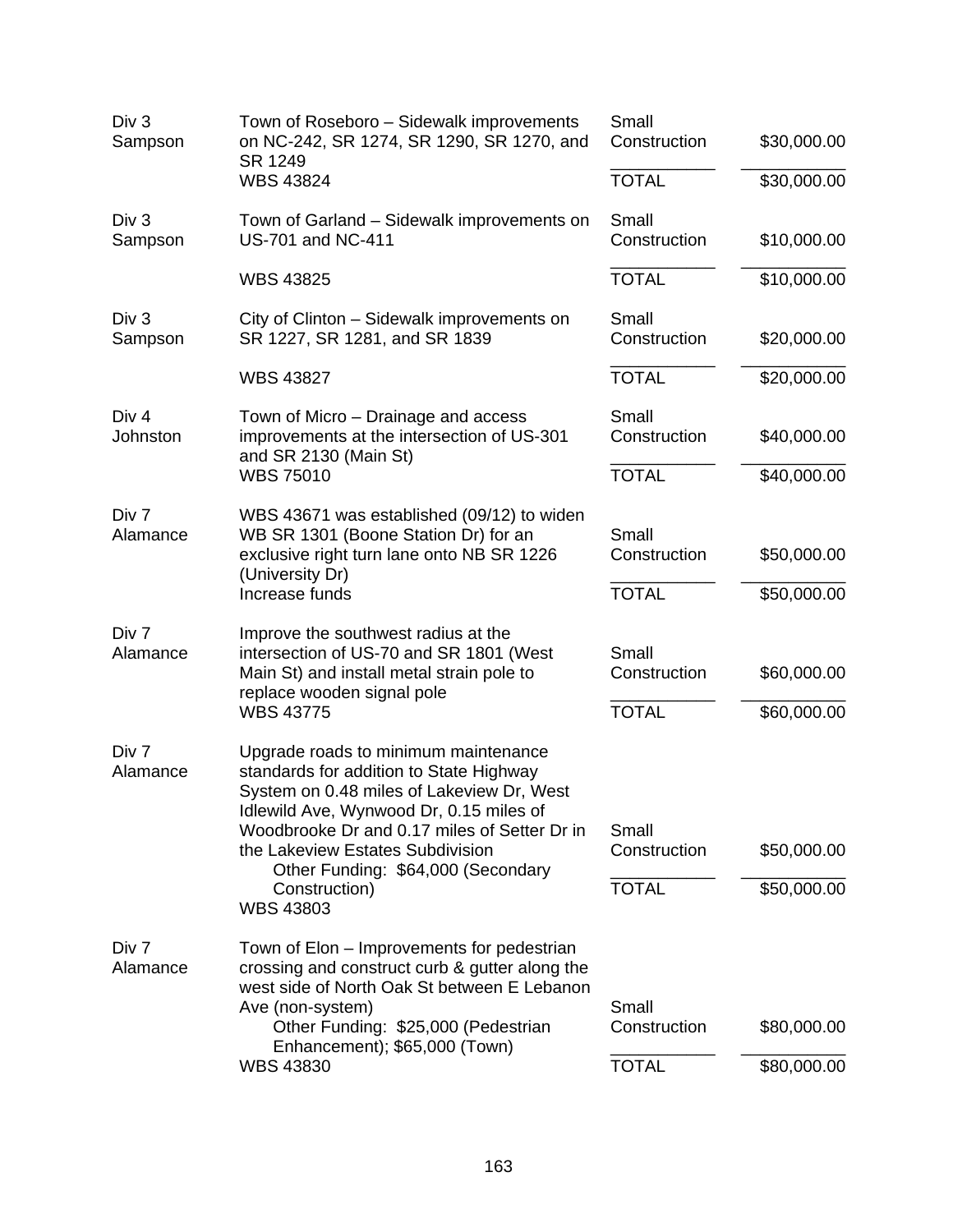| | | | |
|---|---|---|---|
| Div 3 Sampson | Town of Roseboro – Sidewalk improvements on NC-242, SR 1274, SR 1290, SR 1270, and SR 1249 | Small Construction | $30,000.00 |
| | WBS 43824 | TOTAL | $30,000.00 |
| Div 3 Sampson | Town of Garland – Sidewalk improvements on US-701 and NC-411 | Small Construction | $10,000.00 |
| | WBS 43825 | TOTAL | $10,000.00 |
| Div 3 Sampson | City of Clinton – Sidewalk improvements on SR 1227, SR 1281, and SR 1839 | Small Construction | $20,000.00 |
| | WBS 43827 | TOTAL | $20,000.00 |
| Div 4 Johnston | Town of Micro – Drainage and access improvements at the intersection of US-301 and SR 2130 (Main St) | Small Construction | $40,000.00 |
| | WBS 75010 | TOTAL | $40,000.00 |
| Div 7 Alamance | WBS 43671 was established (09/12) to widen WB SR 1301 (Boone Station Dr) for an exclusive right turn lane onto NB SR 1226 (University Dr) | Small Construction | $50,000.00 |
| | Increase funds | TOTAL | $50,000.00 |
| Div 7 Alamance | Improve the southwest radius at the intersection of US-70 and SR 1801 (West Main St) and install metal strain pole to replace wooden signal pole | Small Construction | $60,000.00 |
| | WBS 43775 | TOTAL | $60,000.00 |
| Div 7 Alamance | Upgrade roads to minimum maintenance standards for addition to State Highway System on 0.48 miles of Lakeview Dr, West Idlewild Ave, Wynwood Dr, 0.15 miles of Woodbrooke Dr and 0.17 miles of Setter Dr in the Lakeview Estates Subdivision | Small Construction | $50,000.00 |
| | Other Funding: $64,000 (Secondary Construction) WBS 43803 | TOTAL | $50,000.00 |
| Div 7 Alamance | Town of Elon – Improvements for pedestrian crossing and construct curb & gutter along the west side of North Oak St between E Lebanon Ave (non-system) | Small Construction | $80,000.00 |
| | Other Funding: $25,000 (Pedestrian Enhancement); $65,000 (Town) WBS 43830 | TOTAL | $80,000.00 |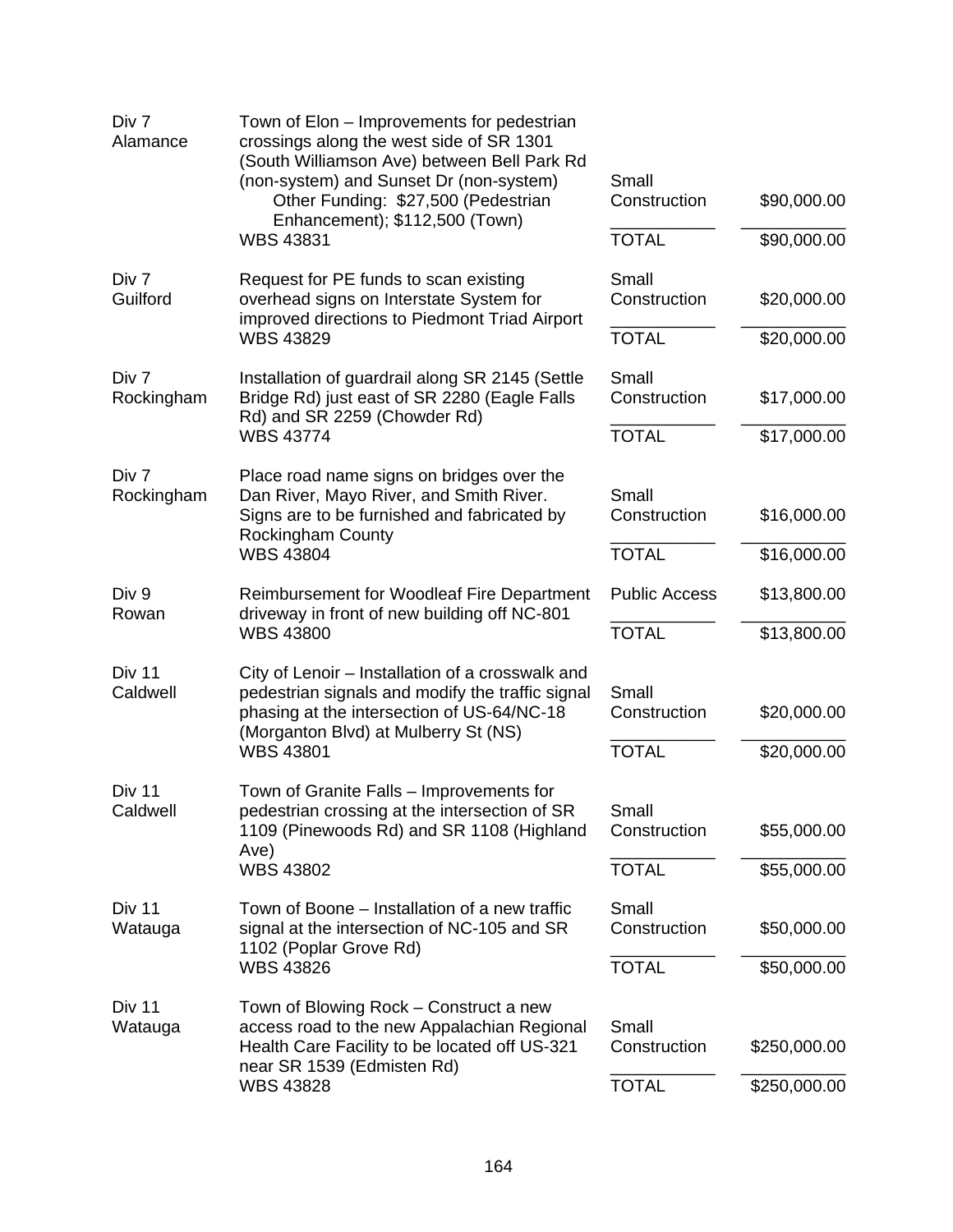| Division / County | Description | Category | Amount |
|---|---|---|---|
| Div 7 Alamance | Town of Elon – Improvements for pedestrian crossings along the west side of SR 1301 (South Williamson Ave) between Bell Park Rd (non-system) and Sunset Dr (non-system) Other Funding: $27,500 (Pedestrian Enhancement); $112,500 (Town) | Small Construction | $90,000.00 |
| | WBS 43831 | TOTAL | $90,000.00 |
| Div 7 Guilford | Request for PE funds to scan existing overhead signs on Interstate System for improved directions to Piedmont Triad Airport | Small Construction | $20,000.00 |
| | WBS 43829 | TOTAL | $20,000.00 |
| Div 7 Rockingham | Installation of guardrail along SR 2145 (Settle Bridge Rd) just east of SR 2280 (Eagle Falls Rd) and SR 2259 (Chowder Rd) | Small Construction | $17,000.00 |
| | WBS 43774 | TOTAL | $17,000.00 |
| Div 7 Rockingham | Place road name signs on bridges over the Dan River, Mayo River, and Smith River. Signs are to be furnished and fabricated by Rockingham County | Small Construction | $16,000.00 |
| | WBS 43804 | TOTAL | $16,000.00 |
| Div 9 Rowan | Reimbursement for Woodleaf Fire Department driveway in front of new building off NC-801 | Public Access | $13,800.00 |
| | WBS 43800 | TOTAL | $13,800.00 |
| Div 11 Caldwell | City of Lenoir – Installation of a crosswalk and pedestrian signals and modify the traffic signal phasing at the intersection of US-64/NC-18 (Morganton Blvd) at Mulberry St (NS) | Small Construction | $20,000.00 |
| | WBS 43801 | TOTAL | $20,000.00 |
| Div 11 Caldwell | Town of Granite Falls – Improvements for pedestrian crossing at the intersection of SR 1109 (Pinewoods Rd) and SR 1108 (Highland Ave) | Small Construction | $55,000.00 |
| | WBS 43802 | TOTAL | $55,000.00 |
| Div 11 Watauga | Town of Boone – Installation of a new traffic signal at the intersection of NC-105 and SR 1102 (Poplar Grove Rd) | Small Construction | $50,000.00 |
| | WBS 43826 | TOTAL | $50,000.00 |
| Div 11 Watauga | Town of Blowing Rock – Construct a new access road to the new Appalachian Regional Health Care Facility to be located off US-321 near SR 1539 (Edmisten Rd) | Small Construction | $250,000.00 |
| | WBS 43828 | TOTAL | $250,000.00 |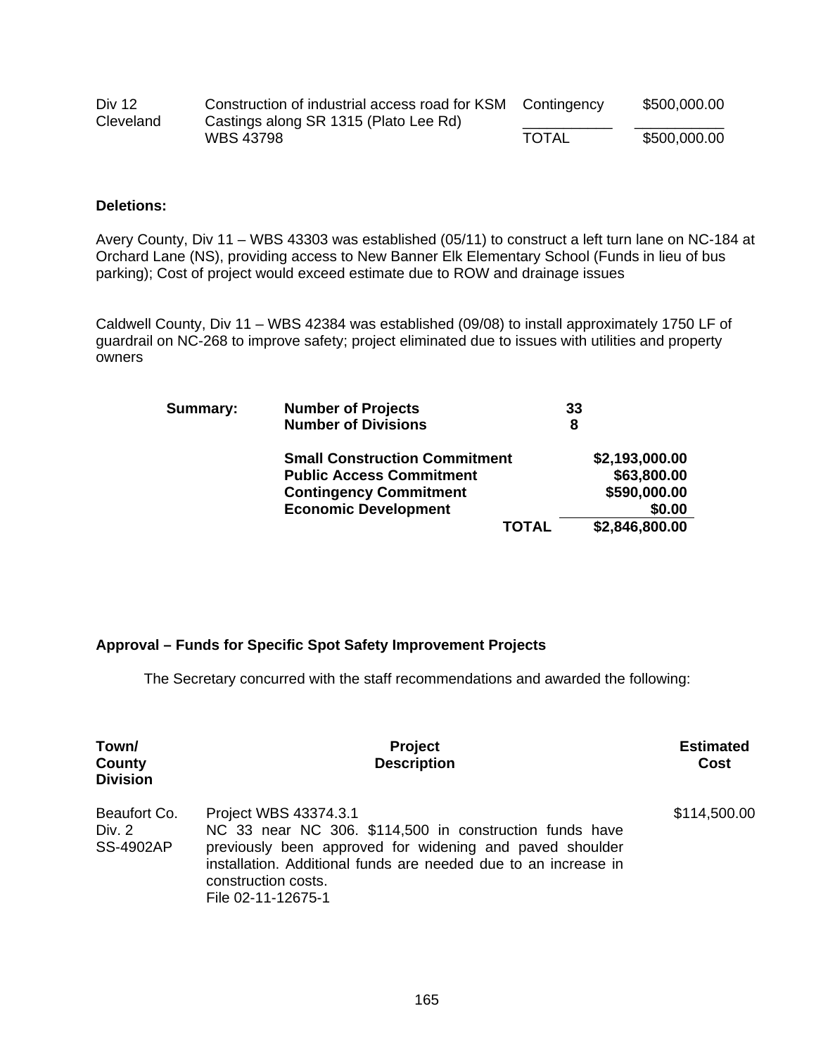| | | | |
|---|---|---|---|
| Div 12 Cleveland | Construction of industrial access road for KSM Castings along SR 1315 (Plato Lee Rd) WBS 43798 | Contingency | $500,000.00 |
| | | TOTAL | $500,000.00 |

**Deletions:**

Avery County, Div 11 – WBS 43303 was established (05/11) to construct a left turn lane on NC-184 at Orchard Lane (NS), providing access to New Banner Elk Elementary School (Funds in lieu of bus parking); Cost of project would exceed estimate due to ROW and drainage issues

Caldwell County, Div 11 – WBS 42384 was established (09/08) to install approximately 1750 LF of guardrail on NC-268 to improve safety; project eliminated due to issues with utilities and property owners

| | | |
|---|---|---|
| **Summary:** | **Number of Projects** | **33** |
| | **Number of Divisions** | **8** |
| | **Small Construction Commitment** | **$2,193,000.00** |
| | **Public Access Commitment** | **$63,800.00** |
| | **Contingency Commitment** | **$590,000.00** |
| | **Economic Development** | **$0.00** |
| | **TOTAL** | **$2,846,800.00** |

**Approval – Funds for Specific Spot Safety Improvement Projects**

The Secretary concurred with the staff recommendations and awarded the following:

| Town/ County Division | Project Description | Estimated Cost |
|---|---|---|
| Beaufort Co. Div. 2 SS-4902AP | Project WBS 43374.3.1 NC 33 near NC 306. $114,500 in construction funds have previously been approved for widening and paved shoulder installation. Additional funds are needed due to an increase in construction costs. File 02-11-12675-1 | $114,500.00 |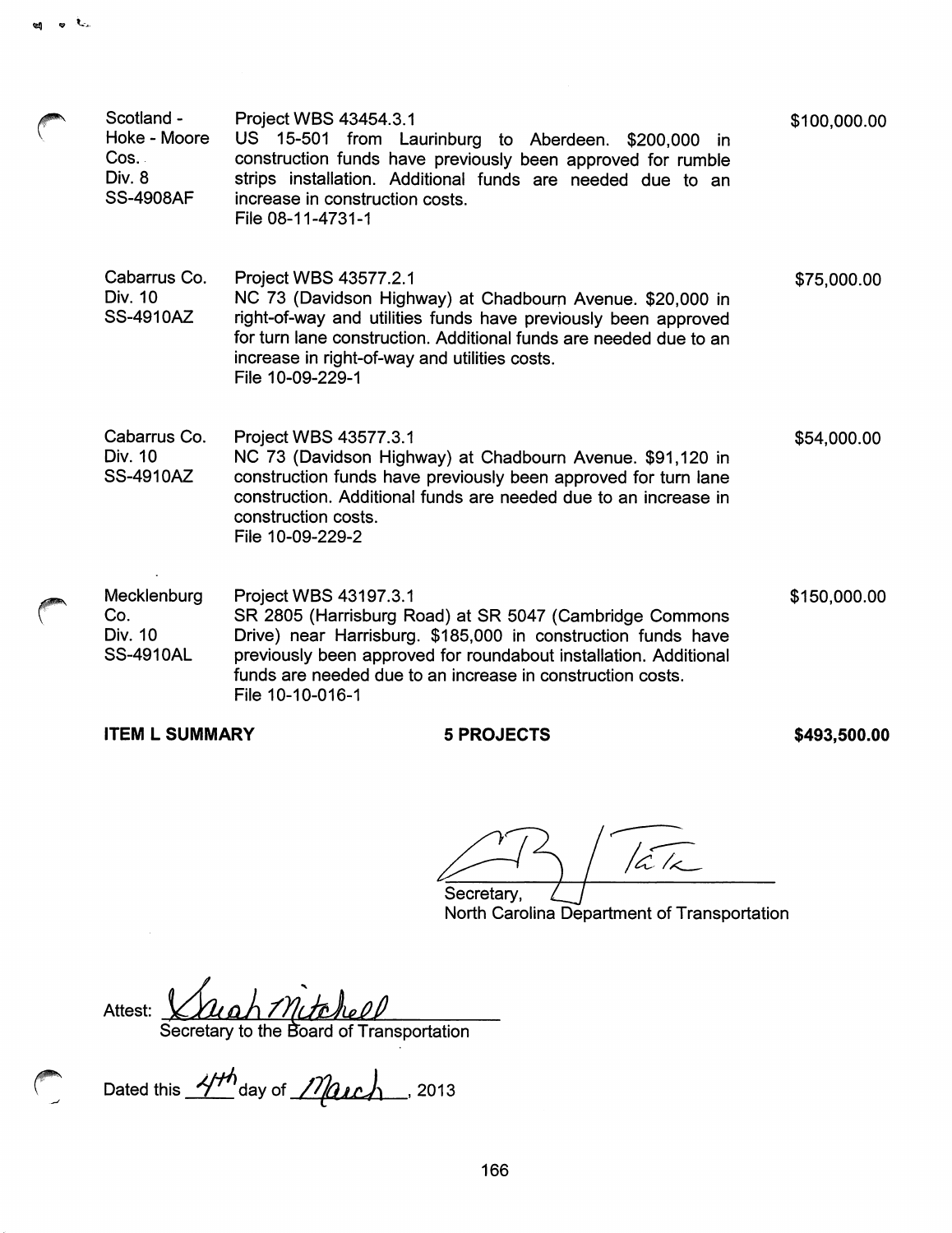| | | |
|---|---|---|
| Scotland - Hoke - Moore Cos.<br>Div. 8<br>SS-4908AF | Project WBS 43454.3.1<br>US 15-501 from Laurinburg to Aberdeen. $200,000 in construction funds have previously been approved for rumble strips installation. Additional funds are needed due to an increase in construction costs.<br>File 08-11-4731-1 | $100,000.00 |
| Cabarrus Co.<br>Div. 10<br>SS-4910AZ | Project WBS 43577.2.1<br>NC 73 (Davidson Highway) at Chadbourn Avenue. $20,000 in right-of-way and utilities funds have previously been approved for turn lane construction. Additional funds are needed due to an increase in right-of-way and utilities costs.<br>File 10-09-229-1 | $75,000.00 |
| Cabarrus Co.<br>Div. 10<br>SS-4910AZ | Project WBS 43577.3.1<br>NC 73 (Davidson Highway) at Chadbourn Avenue. $91,120 in construction funds have previously been approved for turn lane construction. Additional funds are needed due to an increase in construction costs.<br>File 10-09-229-2 | $54,000.00 |
| Mecklenburg Co.<br>Div. 10<br>SS-4910AL | Project WBS 43197.3.1<br>SR 2805 (Harrisburg Road) at SR 5047 (Cambridge Commons Drive) near Harrisburg. $185,000 in construction funds have previously been approved for roundabout installation. Additional funds are needed due to an increase in construction costs.<br>File 10-10-016-1 | $150,000.00 |

**ITEM L SUMMARY** **5 PROJECTS** **$493,500.00**

Secretary,
North Carolina Department of Transportation

Attest: Sarah Mitchell
Secretary to the Board of Transportation

Dated this 4th day of March, 2013